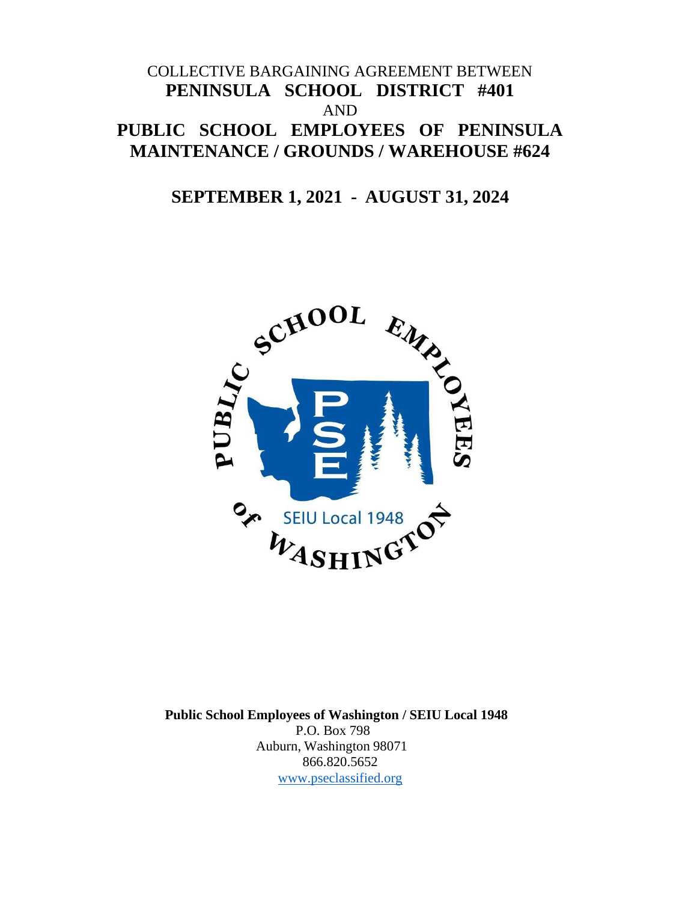COLLECTIVE BARGAINING AGREEMENT BETWEEN

# PENINSULA SCHOOL DISTRICT #401

AND

# PUBLIC SCHOOL EMPLOYEES OF PENINSULA MAINTENANCE / GROUNDS / WAREHOUSE #624

## SEPTEMBER 1, 2021 - AUGUST 31, 2024

**Public School Employees of Washington / SEIU Local 1948**
P.O. Box 798
Auburn, Washington 98071
866.820.5652
www.pseclassified.org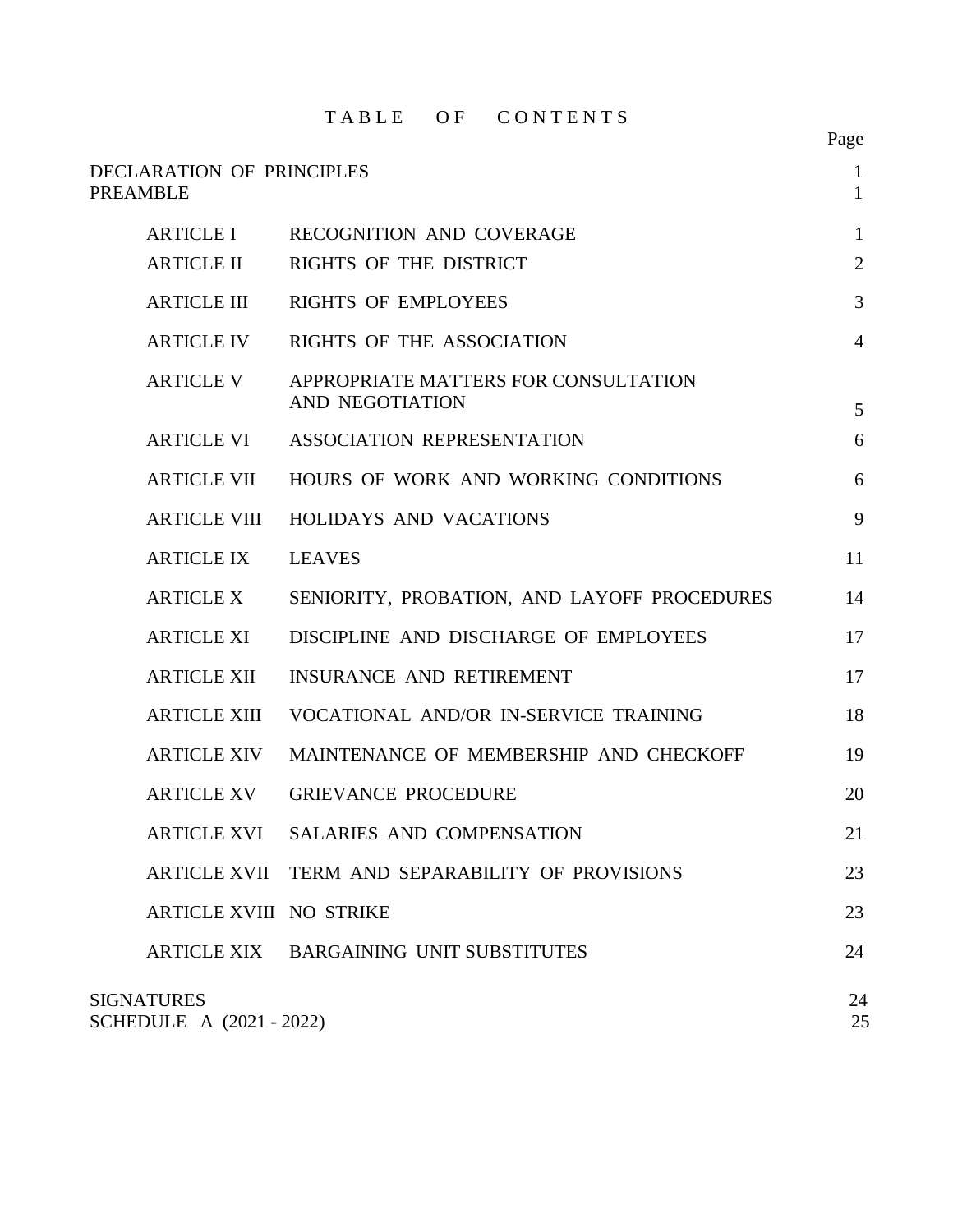# TABLE OF CONTENTS

| | | Page |
|---|---|---|
| DECLARATION OF PRINCIPLES | | 1 |
| PREAMBLE | | 1 |
| ARTICLE I | RECOGNITION AND COVERAGE | 1 |
| ARTICLE II | RIGHTS OF THE DISTRICT | 2 |
| ARTICLE III | RIGHTS OF EMPLOYEES | 3 |
| ARTICLE IV | RIGHTS OF THE ASSOCIATION | 4 |
| ARTICLE V | APPROPRIATE MATTERS FOR CONSULTATION AND NEGOTIATION | 5 |
| ARTICLE VI | ASSOCIATION REPRESENTATION | 6 |
| ARTICLE VII | HOURS OF WORK AND WORKING CONDITIONS | 6 |
| ARTICLE VIII | HOLIDAYS AND VACATIONS | 9 |
| ARTICLE IX | LEAVES | 11 |
| ARTICLE X | SENIORITY, PROBATION, AND LAYOFF PROCEDURES | 14 |
| ARTICLE XI | DISCIPLINE AND DISCHARGE OF EMPLOYEES | 17 |
| ARTICLE XII | INSURANCE AND RETIREMENT | 17 |
| ARTICLE XIII | VOCATIONAL AND/OR IN-SERVICE TRAINING | 18 |
| ARTICLE XIV | MAINTENANCE OF MEMBERSHIP AND CHECKOFF | 19 |
| ARTICLE XV | GRIEVANCE PROCEDURE | 20 |
| ARTICLE XVI | SALARIES AND COMPENSATION | 21 |
| ARTICLE XVII | TERM AND SEPARABILITY OF PROVISIONS | 23 |
| ARTICLE XVIII | NO STRIKE | 23 |
| ARTICLE XIX | BARGAINING UNIT SUBSTITUTES | 24 |
| SIGNATURES | | 24 |
| SCHEDULE A (2021 - 2022) | | 25 |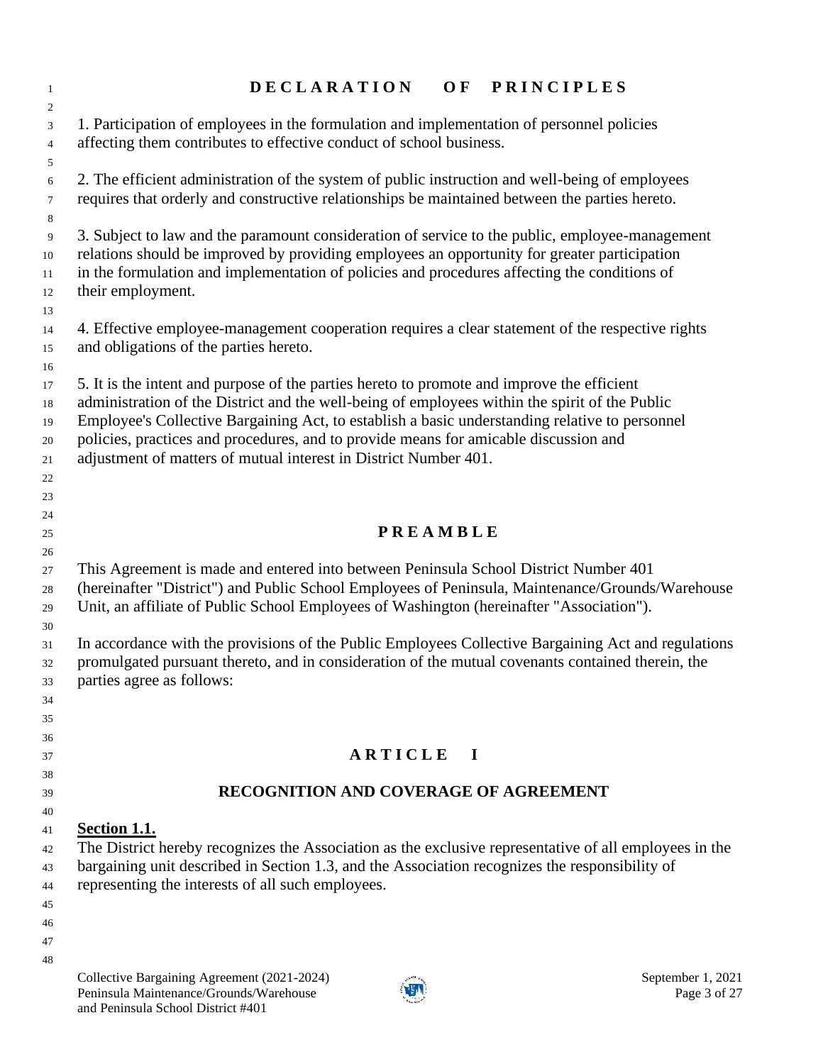# DECLARATION OF PRINCIPLES

1. Participation of employees in the formulation and implementation of personnel policies affecting them contributes to effective conduct of school business.

2. The efficient administration of the system of public instruction and well-being of employees requires that orderly and constructive relationships be maintained between the parties hereto.

3. Subject to law and the paramount consideration of service to the public, employee-management relations should be improved by providing employees an opportunity for greater participation in the formulation and implementation of policies and procedures affecting the conditions of their employment.

4. Effective employee-management cooperation requires a clear statement of the respective rights and obligations of the parties hereto.

5. It is the intent and purpose of the parties hereto to promote and improve the efficient administration of the District and the well-being of employees within the spirit of the Public Employee's Collective Bargaining Act, to establish a basic understanding relative to personnel policies, practices and procedures, and to provide means for amicable discussion and adjustment of matters of mutual interest in District Number 401.

# PREAMBLE

This Agreement is made and entered into between Peninsula School District Number 401 (hereinafter "District") and Public School Employees of Peninsula, Maintenance/Grounds/Warehouse Unit, an affiliate of Public School Employees of Washington (hereinafter "Association").

In accordance with the provisions of the Public Employees Collective Bargaining Act and regulations promulgated pursuant thereto, and in consideration of the mutual covenants contained therein, the parties agree as follows:

# ARTICLE I

## RECOGNITION AND COVERAGE OF AGREEMENT

**Section 1.1.**

The District hereby recognizes the Association as the exclusive representative of all employees in the bargaining unit described in Section 1.3, and the Association recognizes the responsibility of representing the interests of all such employees.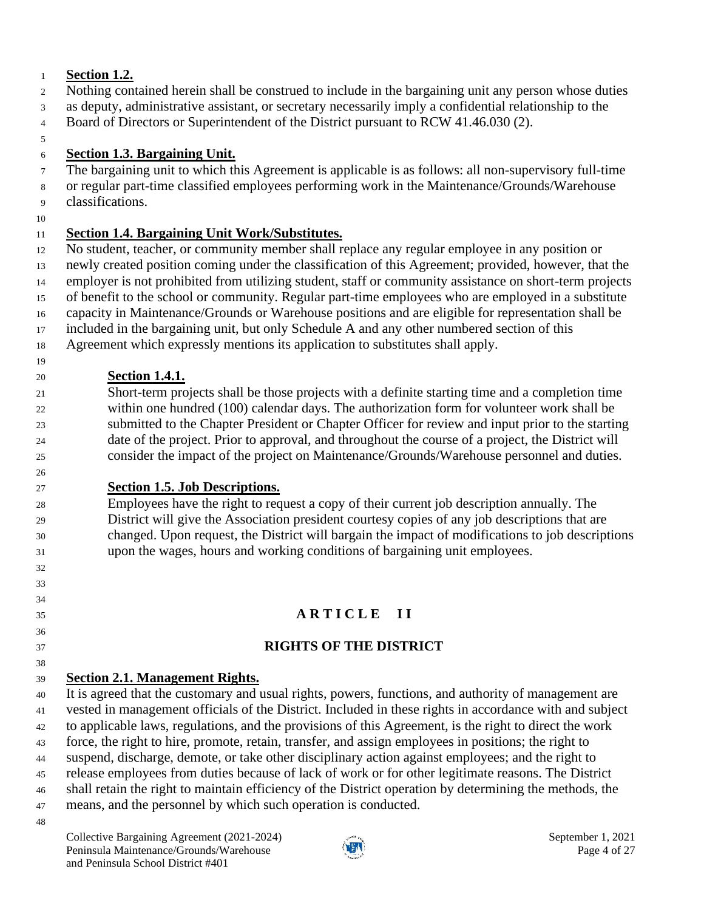**Section 1.2.**

Nothing contained herein shall be construed to include in the bargaining unit any person whose duties as deputy, administrative assistant, or secretary necessarily imply a confidential relationship to the Board of Directors or Superintendent of the District pursuant to RCW 41.46.030 (2).

**Section 1.3. Bargaining Unit.**

The bargaining unit to which this Agreement is applicable is as follows: all non-supervisory full-time or regular part-time classified employees performing work in the Maintenance/Grounds/Warehouse classifications.

**Section 1.4. Bargaining Unit Work/Substitutes.**

No student, teacher, or community member shall replace any regular employee in any position or newly created position coming under the classification of this Agreement; provided, however, that the employer is not prohibited from utilizing student, staff or community assistance on short-term projects of benefit to the school or community. Regular part-time employees who are employed in a substitute capacity in Maintenance/Grounds or Warehouse positions and are eligible for representation shall be included in the bargaining unit, but only Schedule A and any other numbered section of this Agreement which expressly mentions its application to substitutes shall apply.

**Section 1.4.1.**

Short-term projects shall be those projects with a definite starting time and a completion time within one hundred (100) calendar days. The authorization form for volunteer work shall be submitted to the Chapter President or Chapter Officer for review and input prior to the starting date of the project. Prior to approval, and throughout the course of a project, the District will consider the impact of the project on Maintenance/Grounds/Warehouse personnel and duties.

**Section 1.5. Job Descriptions.**

Employees have the right to request a copy of their current job description annually. The District will give the Association president courtesy copies of any job descriptions that are changed. Upon request, the District will bargain the impact of modifications to job descriptions upon the wages, hours and working conditions of bargaining unit employees.

## ARTICLE II

## RIGHTS OF THE DISTRICT

**Section 2.1. Management Rights.**

It is agreed that the customary and usual rights, powers, functions, and authority of management are vested in management officials of the District. Included in these rights in accordance with and subject to applicable laws, regulations, and the provisions of this Agreement, is the right to direct the work force, the right to hire, promote, retain, transfer, and assign employees in positions; the right to suspend, discharge, demote, or take other disciplinary action against employees; and the right to release employees from duties because of lack of work or for other legitimate reasons. The District shall retain the right to maintain efficiency of the District operation by determining the methods, the means, and the personnel by which such operation is conducted.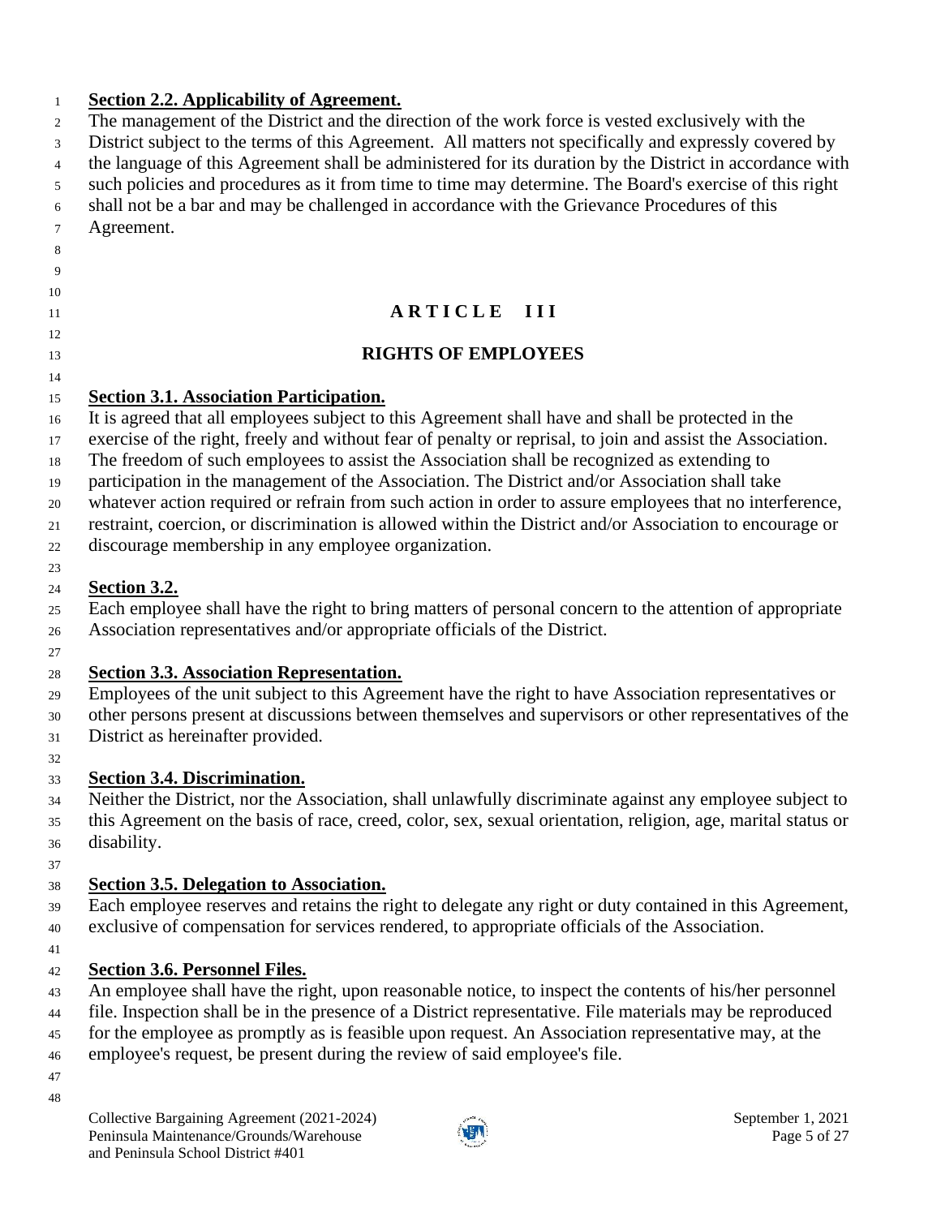**Section 2.2. Applicability of Agreement.**

The management of the District and the direction of the work force is vested exclusively with the District subject to the terms of this Agreement. All matters not specifically and expressly covered by the language of this Agreement shall be administered for its duration by the District in accordance with such policies and procedures as it from time to time may determine. The Board's exercise of this right shall not be a bar and may be challenged in accordance with the Grievance Procedures of this Agreement.

# ARTICLE III

## RIGHTS OF EMPLOYEES

**Section 3.1. Association Participation.**

It is agreed that all employees subject to this Agreement shall have and shall be protected in the exercise of the right, freely and without fear of penalty or reprisal, to join and assist the Association. The freedom of such employees to assist the Association shall be recognized as extending to participation in the management of the Association. The District and/or Association shall take whatever action required or refrain from such action in order to assure employees that no interference, restraint, coercion, or discrimination is allowed within the District and/or Association to encourage or discourage membership in any employee organization.

**Section 3.2.**

Each employee shall have the right to bring matters of personal concern to the attention of appropriate Association representatives and/or appropriate officials of the District.

**Section 3.3. Association Representation.**

Employees of the unit subject to this Agreement have the right to have Association representatives or other persons present at discussions between themselves and supervisors or other representatives of the District as hereinafter provided.

**Section 3.4. Discrimination.**

Neither the District, nor the Association, shall unlawfully discriminate against any employee subject to this Agreement on the basis of race, creed, color, sex, sexual orientation, religion, age, marital status or disability.

**Section 3.5. Delegation to Association.**

Each employee reserves and retains the right to delegate any right or duty contained in this Agreement, exclusive of compensation for services rendered, to appropriate officials of the Association.

**Section 3.6. Personnel Files.**

An employee shall have the right, upon reasonable notice, to inspect the contents of his/her personnel file. Inspection shall be in the presence of a District representative. File materials may be reproduced for the employee as promptly as is feasible upon request. An Association representative may, at the employee's request, be present during the review of said employee's file.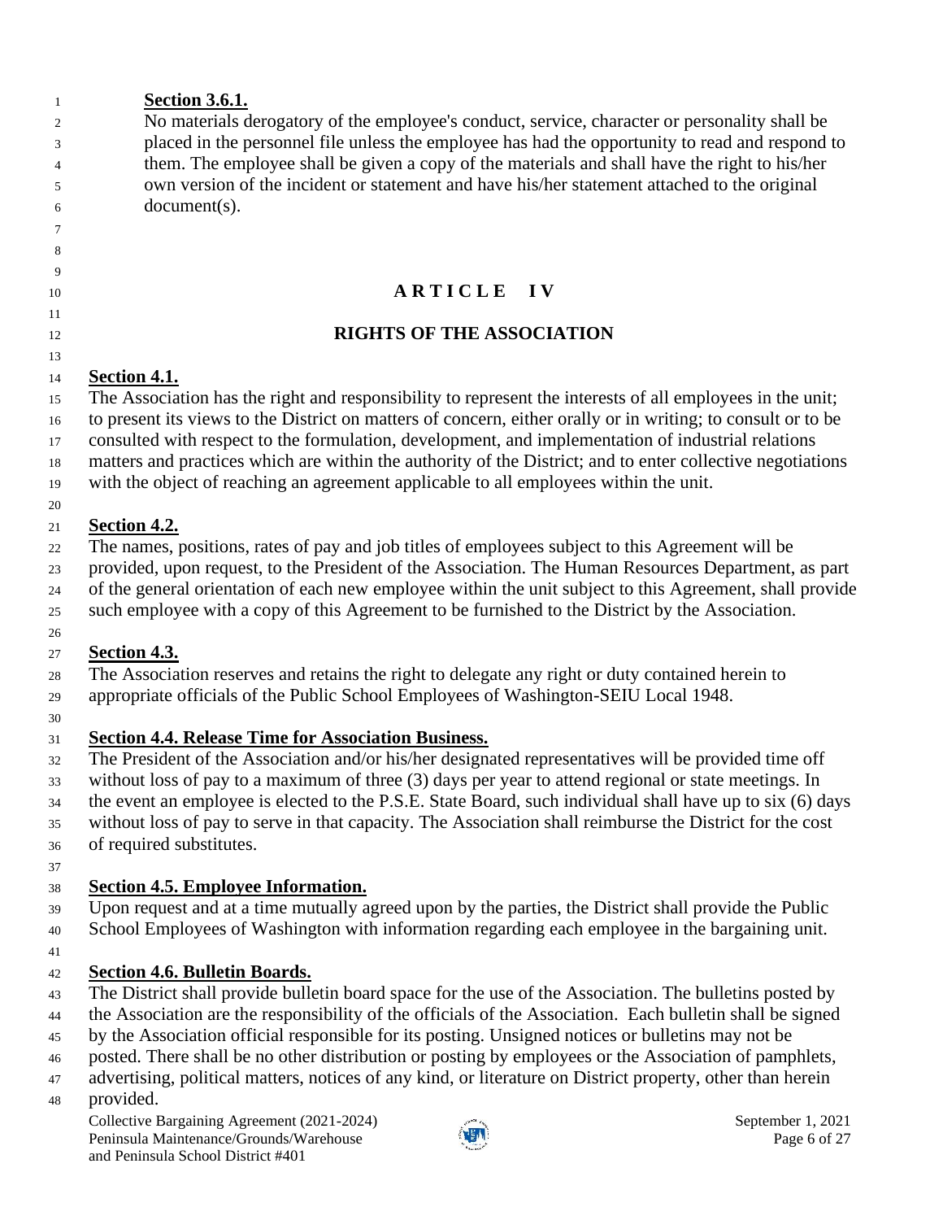**Section 3.6.1.**

No materials derogatory of the employee's conduct, service, character or personality shall be placed in the personnel file unless the employee has had the opportunity to read and respond to them. The employee shall be given a copy of the materials and shall have the right to his/her own version of the incident or statement and have his/her statement attached to the original document(s).

# ARTICLE IV

## RIGHTS OF THE ASSOCIATION

**Section 4.1.**

The Association has the right and responsibility to represent the interests of all employees in the unit; to present its views to the District on matters of concern, either orally or in writing; to consult or to be consulted with respect to the formulation, development, and implementation of industrial relations matters and practices which are within the authority of the District; and to enter collective negotiations with the object of reaching an agreement applicable to all employees within the unit.

**Section 4.2.**

The names, positions, rates of pay and job titles of employees subject to this Agreement will be provided, upon request, to the President of the Association. The Human Resources Department, as part of the general orientation of each new employee within the unit subject to this Agreement, shall provide such employee with a copy of this Agreement to be furnished to the District by the Association.

**Section 4.3.**

The Association reserves and retains the right to delegate any right or duty contained herein to appropriate officials of the Public School Employees of Washington-SEIU Local 1948.

**Section 4.4. Release Time for Association Business.**

The President of the Association and/or his/her designated representatives will be provided time off without loss of pay to a maximum of three (3) days per year to attend regional or state meetings. In the event an employee is elected to the P.S.E. State Board, such individual shall have up to six (6) days without loss of pay to serve in that capacity. The Association shall reimburse the District for the cost of required substitutes.

**Section 4.5. Employee Information.**

Upon request and at a time mutually agreed upon by the parties, the District shall provide the Public School Employees of Washington with information regarding each employee in the bargaining unit.

**Section 4.6. Bulletin Boards.**

The District shall provide bulletin board space for the use of the Association. The bulletins posted by the Association are the responsibility of the officials of the Association. Each bulletin shall be signed by the Association official responsible for its posting. Unsigned notices or bulletins may not be posted. There shall be no other distribution or posting by employees or the Association of pamphlets, advertising, political matters, notices of any kind, or literature on District property, other than herein provided.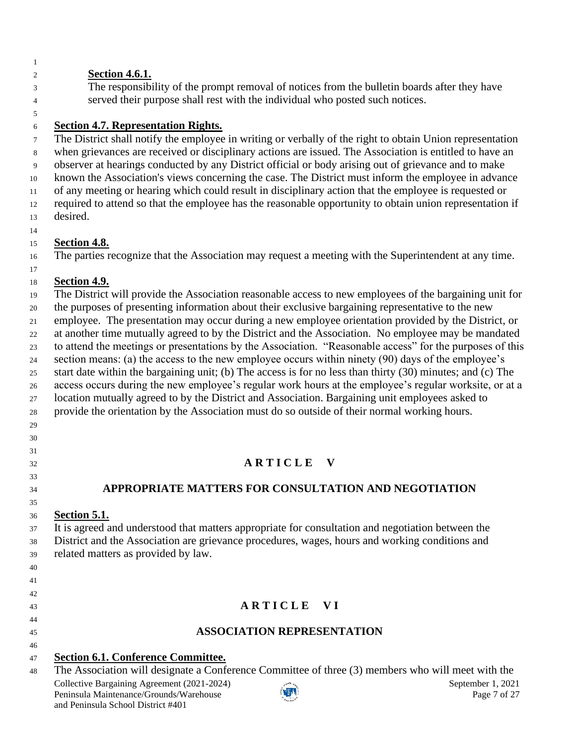**Section 4.6.1.**

The responsibility of the prompt removal of notices from the bulletin boards after they have served their purpose shall rest with the individual who posted such notices.

**Section 4.7. Representation Rights.**

The District shall notify the employee in writing or verbally of the right to obtain Union representation when grievances are received or disciplinary actions are issued. The Association is entitled to have an observer at hearings conducted by any District official or body arising out of grievance and to make known the Association's views concerning the case. The District must inform the employee in advance of any meeting or hearing which could result in disciplinary action that the employee is requested or required to attend so that the employee has the reasonable opportunity to obtain union representation if desired.

**Section 4.8.**

The parties recognize that the Association may request a meeting with the Superintendent at any time.

**Section 4.9.**

The District will provide the Association reasonable access to new employees of the bargaining unit for the purposes of presenting information about their exclusive bargaining representative to the new employee. The presentation may occur during a new employee orientation provided by the District, or at another time mutually agreed to by the District and the Association. No employee may be mandated to attend the meetings or presentations by the Association. "Reasonable access" for the purposes of this section means: (a) the access to the new employee occurs within ninety (90) days of the employee's start date within the bargaining unit; (b) The access is for no less than thirty (30) minutes; and (c) The access occurs during the new employee's regular work hours at the employee's regular worksite, or at a location mutually agreed to by the District and Association. Bargaining unit employees asked to provide the orientation by the Association must do so outside of their normal working hours.

## ARTICLE V

## APPROPRIATE MATTERS FOR CONSULTATION AND NEGOTIATION

**Section 5.1.**

It is agreed and understood that matters appropriate for consultation and negotiation between the District and the Association are grievance procedures, wages, hours and working conditions and related matters as provided by law.

## ARTICLE VI

## ASSOCIATION REPRESENTATION

**Section 6.1. Conference Committee.**

The Association will designate a Conference Committee of three (3) members who will meet with the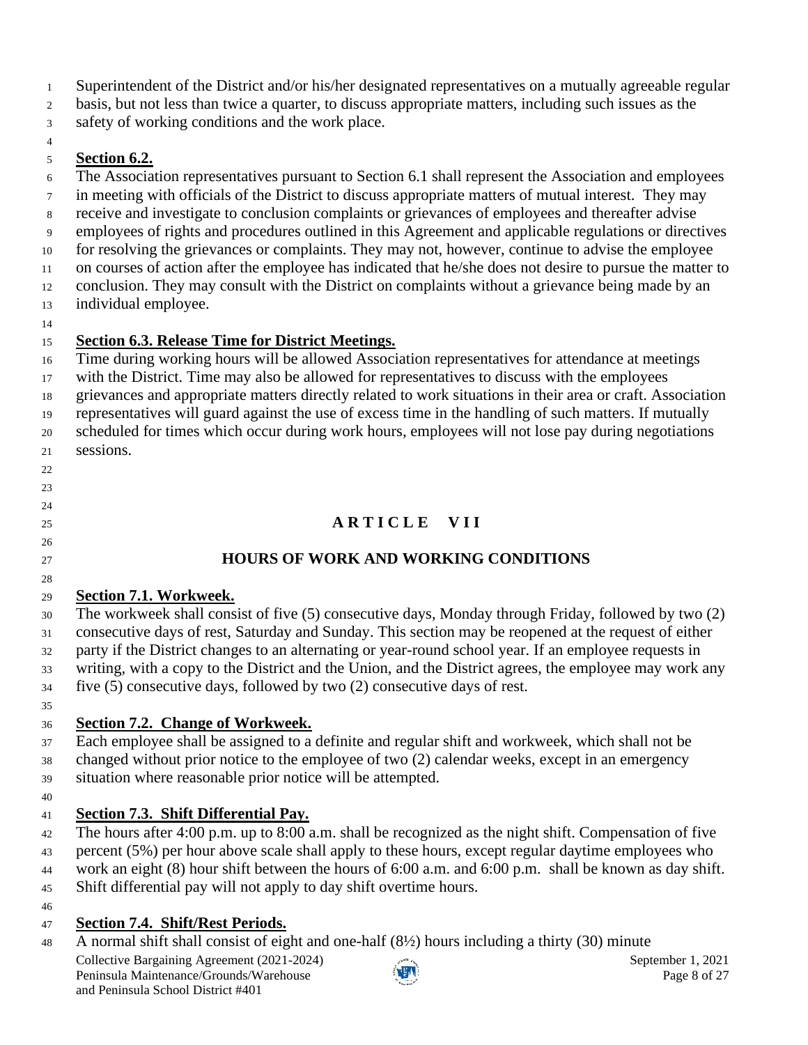Superintendent of the District and/or his/her designated representatives on a mutually agreeable regular basis, but not less than twice a quarter, to discuss appropriate matters, including such issues as the safety of working conditions and the work place.

**Section 6.2.**

The Association representatives pursuant to Section 6.1 shall represent the Association and employees in meeting with officials of the District to discuss appropriate matters of mutual interest. They may receive and investigate to conclusion complaints or grievances of employees and thereafter advise employees of rights and procedures outlined in this Agreement and applicable regulations or directives for resolving the grievances or complaints. They may not, however, continue to advise the employee on courses of action after the employee has indicated that he/she does not desire to pursue the matter to conclusion. They may consult with the District on complaints without a grievance being made by an individual employee.

**Section 6.3. Release Time for District Meetings.**

Time during working hours will be allowed Association representatives for attendance at meetings with the District. Time may also be allowed for representatives to discuss with the employees grievances and appropriate matters directly related to work situations in their area or craft. Association representatives will guard against the use of excess time in the handling of such matters. If mutually scheduled for times which occur during work hours, employees will not lose pay during negotiations sessions.

## ARTICLE VII

## HOURS OF WORK AND WORKING CONDITIONS

**Section 7.1. Workweek.**

The workweek shall consist of five (5) consecutive days, Monday through Friday, followed by two (2) consecutive days of rest, Saturday and Sunday. This section may be reopened at the request of either party if the District changes to an alternating or year-round school year. If an employee requests in writing, with a copy to the District and the Union, and the District agrees, the employee may work any five (5) consecutive days, followed by two (2) consecutive days of rest.

**Section 7.2. Change of Workweek.**

Each employee shall be assigned to a definite and regular shift and workweek, which shall not be changed without prior notice to the employee of two (2) calendar weeks, except in an emergency situation where reasonable prior notice will be attempted.

**Section 7.3. Shift Differential Pay.**

The hours after 4:00 p.m. up to 8:00 a.m. shall be recognized as the night shift. Compensation of five percent (5%) per hour above scale shall apply to these hours, except regular daytime employees who work an eight (8) hour shift between the hours of 6:00 a.m. and 6:00 p.m. shall be known as day shift. Shift differential pay will not apply to day shift overtime hours.

**Section 7.4. Shift/Rest Periods.**

A normal shift shall consist of eight and one-half (8½) hours including a thirty (30) minute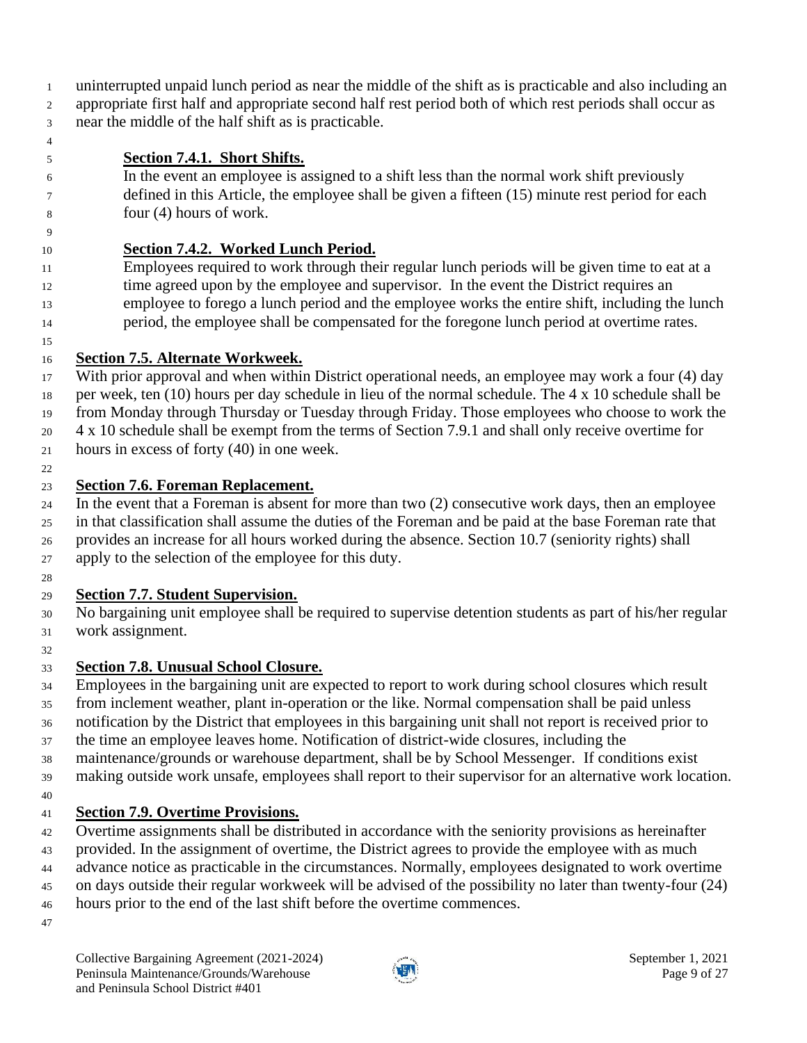uninterrupted unpaid lunch period as near the middle of the shift as is practicable and also including an appropriate first half and appropriate second half rest period both of which rest periods shall occur as near the middle of the half shift as is practicable.

**Section 7.4.1. Short Shifts.**

In the event an employee is assigned to a shift less than the normal work shift previously defined in this Article, the employee shall be given a fifteen (15) minute rest period for each four (4) hours of work.

**Section 7.4.2. Worked Lunch Period.**

Employees required to work through their regular lunch periods will be given time to eat at a time agreed upon by the employee and supervisor. In the event the District requires an employee to forego a lunch period and the employee works the entire shift, including the lunch period, the employee shall be compensated for the foregone lunch period at overtime rates.

**Section 7.5. Alternate Workweek.**

With prior approval and when within District operational needs, an employee may work a four (4) day per week, ten (10) hours per day schedule in lieu of the normal schedule. The 4 x 10 schedule shall be from Monday through Thursday or Tuesday through Friday. Those employees who choose to work the 4 x 10 schedule shall be exempt from the terms of Section 7.9.1 and shall only receive overtime for hours in excess of forty (40) in one week.

**Section 7.6. Foreman Replacement.**

In the event that a Foreman is absent for more than two (2) consecutive work days, then an employee in that classification shall assume the duties of the Foreman and be paid at the base Foreman rate that provides an increase for all hours worked during the absence. Section 10.7 (seniority rights) shall apply to the selection of the employee for this duty.

**Section 7.7. Student Supervision.**

No bargaining unit employee shall be required to supervise detention students as part of his/her regular work assignment.

**Section 7.8. Unusual School Closure.**

Employees in the bargaining unit are expected to report to work during school closures which result from inclement weather, plant in-operation or the like. Normal compensation shall be paid unless notification by the District that employees in this bargaining unit shall not report is received prior to the time an employee leaves home. Notification of district-wide closures, including the maintenance/grounds or warehouse department, shall be by School Messenger. If conditions exist making outside work unsafe, employees shall report to their supervisor for an alternative work location.

**Section 7.9. Overtime Provisions.**

Overtime assignments shall be distributed in accordance with the seniority provisions as hereinafter provided. In the assignment of overtime, the District agrees to provide the employee with as much advance notice as practicable in the circumstances. Normally, employees designated to work overtime on days outside their regular workweek will be advised of the possibility no later than twenty-four (24) hours prior to the end of the last shift before the overtime commences.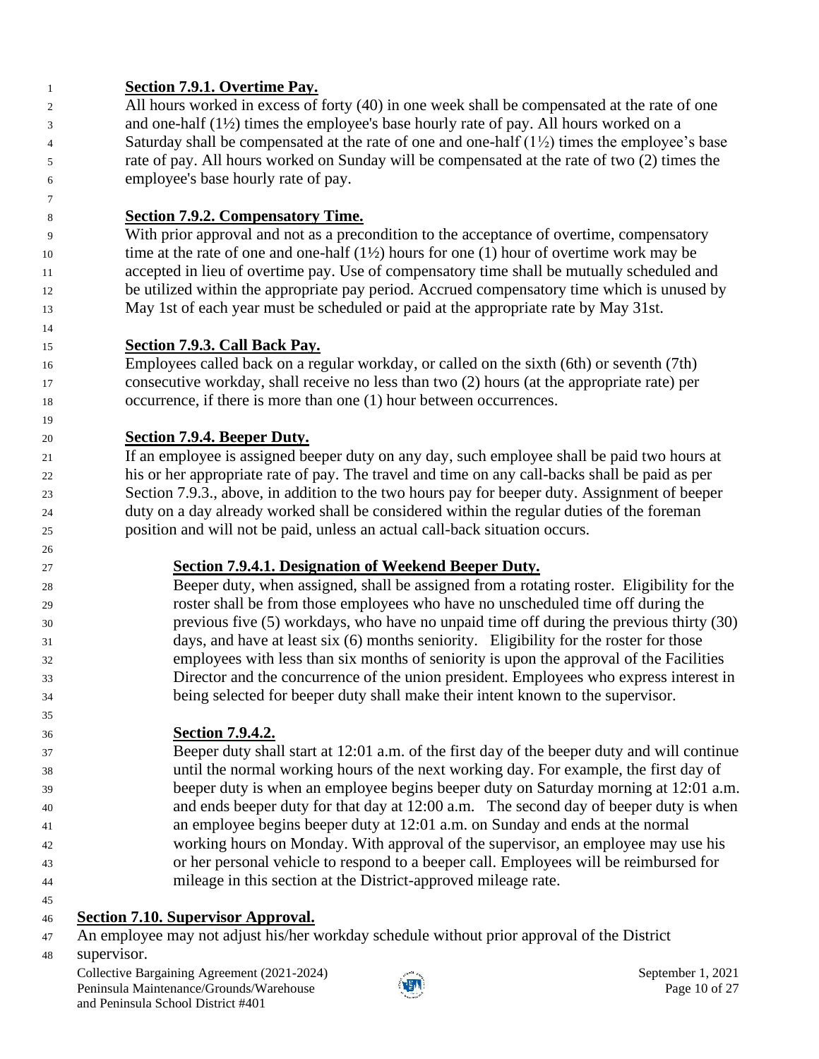**Section 7.9.1. Overtime Pay.**

All hours worked in excess of forty (40) in one week shall be compensated at the rate of one and one-half (1½) times the employee's base hourly rate of pay. All hours worked on a Saturday shall be compensated at the rate of one and one-half (1½) times the employee's base rate of pay. All hours worked on Sunday will be compensated at the rate of two (2) times the employee's base hourly rate of pay.

**Section 7.9.2. Compensatory Time.**

With prior approval and not as a precondition to the acceptance of overtime, compensatory time at the rate of one and one-half (1½) hours for one (1) hour of overtime work may be accepted in lieu of overtime pay. Use of compensatory time shall be mutually scheduled and be utilized within the appropriate pay period. Accrued compensatory time which is unused by May 1st of each year must be scheduled or paid at the appropriate rate by May 31st.

**Section 7.9.3. Call Back Pay.**

Employees called back on a regular workday, or called on the sixth (6th) or seventh (7th) consecutive workday, shall receive no less than two (2) hours (at the appropriate rate) per occurrence, if there is more than one (1) hour between occurrences.

**Section 7.9.4. Beeper Duty.**

If an employee is assigned beeper duty on any day, such employee shall be paid two hours at his or her appropriate rate of pay. The travel and time on any call-backs shall be paid as per Section 7.9.3., above, in addition to the two hours pay for beeper duty. Assignment of beeper duty on a day already worked shall be considered within the regular duties of the foreman position and will not be paid, unless an actual call-back situation occurs.

**Section 7.9.4.1. Designation of Weekend Beeper Duty.**

Beeper duty, when assigned, shall be assigned from a rotating roster. Eligibility for the roster shall be from those employees who have no unscheduled time off during the previous five (5) workdays, who have no unpaid time off during the previous thirty (30) days, and have at least six (6) months seniority. Eligibility for the roster for those employees with less than six months of seniority is upon the approval of the Facilities Director and the concurrence of the union president. Employees who express interest in being selected for beeper duty shall make their intent known to the supervisor.

**Section 7.9.4.2.**

Beeper duty shall start at 12:01 a.m. of the first day of the beeper duty and will continue until the normal working hours of the next working day. For example, the first day of beeper duty is when an employee begins beeper duty on Saturday morning at 12:01 a.m. and ends beeper duty for that day at 12:00 a.m. The second day of beeper duty is when an employee begins beeper duty at 12:01 a.m. on Sunday and ends at the normal working hours on Monday. With approval of the supervisor, an employee may use his or her personal vehicle to respond to a beeper call. Employees will be reimbursed for mileage in this section at the District-approved mileage rate.

**Section 7.10. Supervisor Approval.**

An employee may not adjust his/her workday schedule without prior approval of the District supervisor.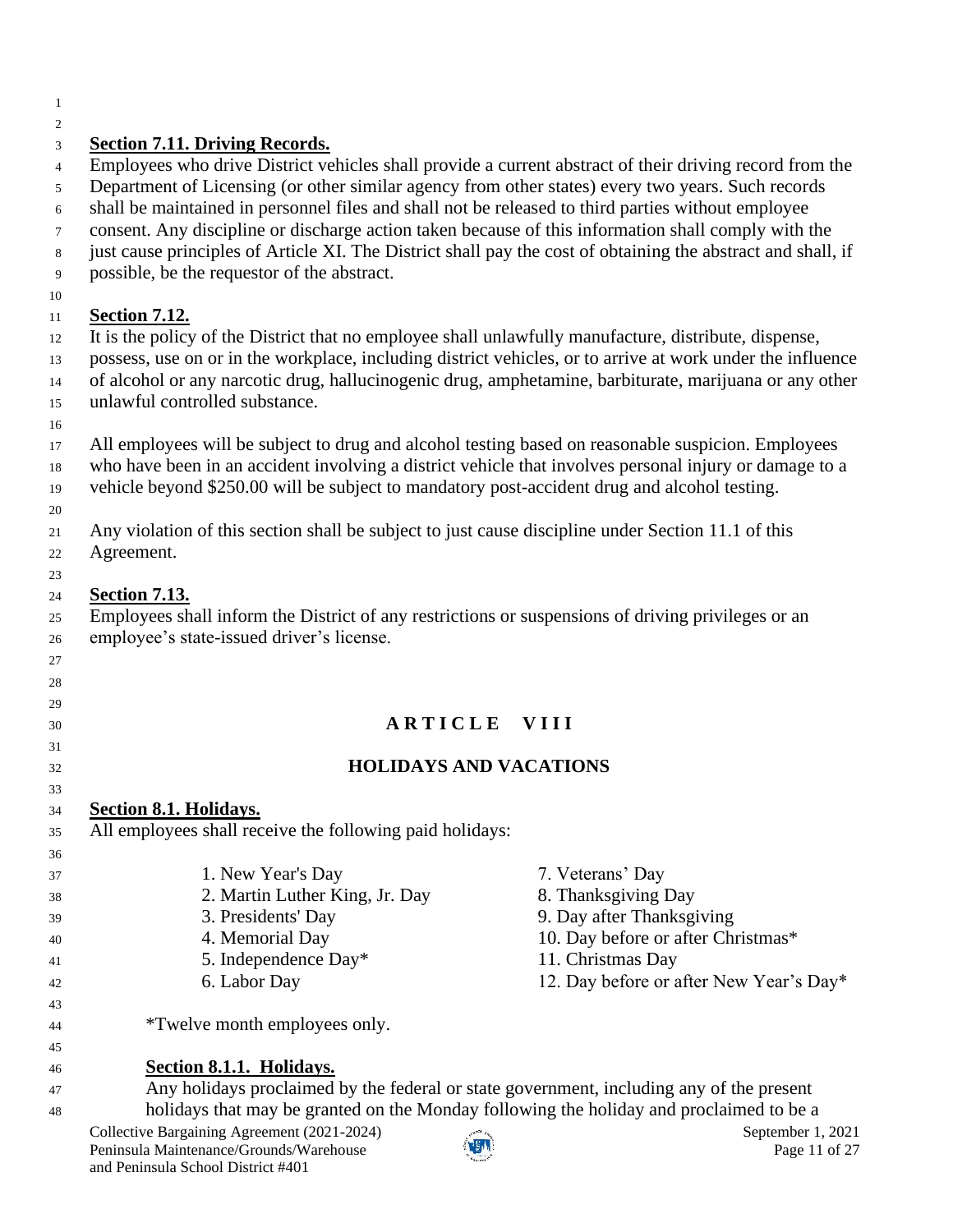**Section 7.11. Driving Records.**

Employees who drive District vehicles shall provide a current abstract of their driving record from the Department of Licensing (or other similar agency from other states) every two years. Such records shall be maintained in personnel files and shall not be released to third parties without employee consent. Any discipline or discharge action taken because of this information shall comply with the just cause principles of Article XI. The District shall pay the cost of obtaining the abstract and shall, if possible, be the requestor of the abstract.

**Section 7.12.**

It is the policy of the District that no employee shall unlawfully manufacture, distribute, dispense, possess, use on or in the workplace, including district vehicles, or to arrive at work under the influence of alcohol or any narcotic drug, hallucinogenic drug, amphetamine, barbiturate, marijuana or any other unlawful controlled substance.

All employees will be subject to drug and alcohol testing based on reasonable suspicion. Employees who have been in an accident involving a district vehicle that involves personal injury or damage to a vehicle beyond $250.00 will be subject to mandatory post-accident drug and alcohol testing.

Any violation of this section shall be subject to just cause discipline under Section 11.1 of this Agreement.

**Section 7.13.**

Employees shall inform the District of any restrictions or suspensions of driving privileges or an employee's state-issued driver's license.

# ARTICLE VIII

## HOLIDAYS AND VACATIONS

**Section 8.1. Holidays.**

All employees shall receive the following paid holidays:

1. New Year's Day
2. Martin Luther King, Jr. Day
3. Presidents' Day
4. Memorial Day
5. Independence Day*
6. Labor Day
7. Veterans' Day
8. Thanksgiving Day
9. Day after Thanksgiving
10. Day before or after Christmas*
11. Christmas Day
12. Day before or after New Year's Day*

*Twelve month employees only.

**Section 8.1.1. Holidays.**

Any holidays proclaimed by the federal or state government, including any of the present holidays that may be granted on the Monday following the holiday and proclaimed to be a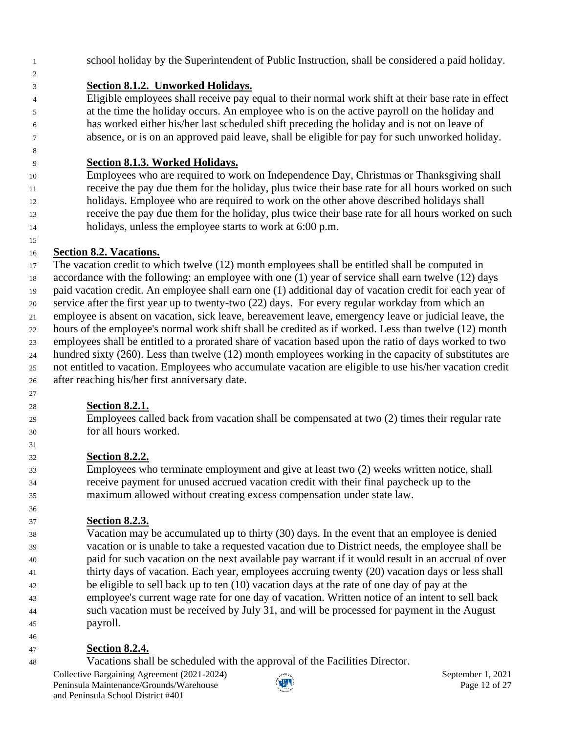school holiday by the Superintendent of Public Instruction, shall be considered a paid holiday.

**Section 8.1.2. Unworked Holidays.**

Eligible employees shall receive pay equal to their normal work shift at their base rate in effect at the time the holiday occurs. An employee who is on the active payroll on the holiday and has worked either his/her last scheduled shift preceding the holiday and is not on leave of absence, or is on an approved paid leave, shall be eligible for pay for such unworked holiday.

**Section 8.1.3. Worked Holidays.**

Employees who are required to work on Independence Day, Christmas or Thanksgiving shall receive the pay due them for the holiday, plus twice their base rate for all hours worked on such holidays. Employee who are required to work on the other above described holidays shall receive the pay due them for the holiday, plus twice their base rate for all hours worked on such holidays, unless the employee starts to work at 6:00 p.m.

**Section 8.2. Vacations.**

The vacation credit to which twelve (12) month employees shall be entitled shall be computed in accordance with the following: an employee with one (1) year of service shall earn twelve (12) days paid vacation credit. An employee shall earn one (1) additional day of vacation credit for each year of service after the first year up to twenty-two (22) days. For every regular workday from which an employee is absent on vacation, sick leave, bereavement leave, emergency leave or judicial leave, the hours of the employee's normal work shift shall be credited as if worked. Less than twelve (12) month employees shall be entitled to a prorated share of vacation based upon the ratio of days worked to two hundred sixty (260). Less than twelve (12) month employees working in the capacity of substitutes are not entitled to vacation. Employees who accumulate vacation are eligible to use his/her vacation credit after reaching his/her first anniversary date.

**Section 8.2.1.**

Employees called back from vacation shall be compensated at two (2) times their regular rate for all hours worked.

**Section 8.2.2.**

Employees who terminate employment and give at least two (2) weeks written notice, shall receive payment for unused accrued vacation credit with their final paycheck up to the maximum allowed without creating excess compensation under state law.

**Section 8.2.3.**

Vacation may be accumulated up to thirty (30) days. In the event that an employee is denied vacation or is unable to take a requested vacation due to District needs, the employee shall be paid for such vacation on the next available pay warrant if it would result in an accrual of over thirty days of vacation. Each year, employees accruing twenty (20) vacation days or less shall be eligible to sell back up to ten (10) vacation days at the rate of one day of pay at the employee's current wage rate for one day of vacation. Written notice of an intent to sell back such vacation must be received by July 31, and will be processed for payment in the August payroll.

**Section 8.2.4.**

Vacations shall be scheduled with the approval of the Facilities Director.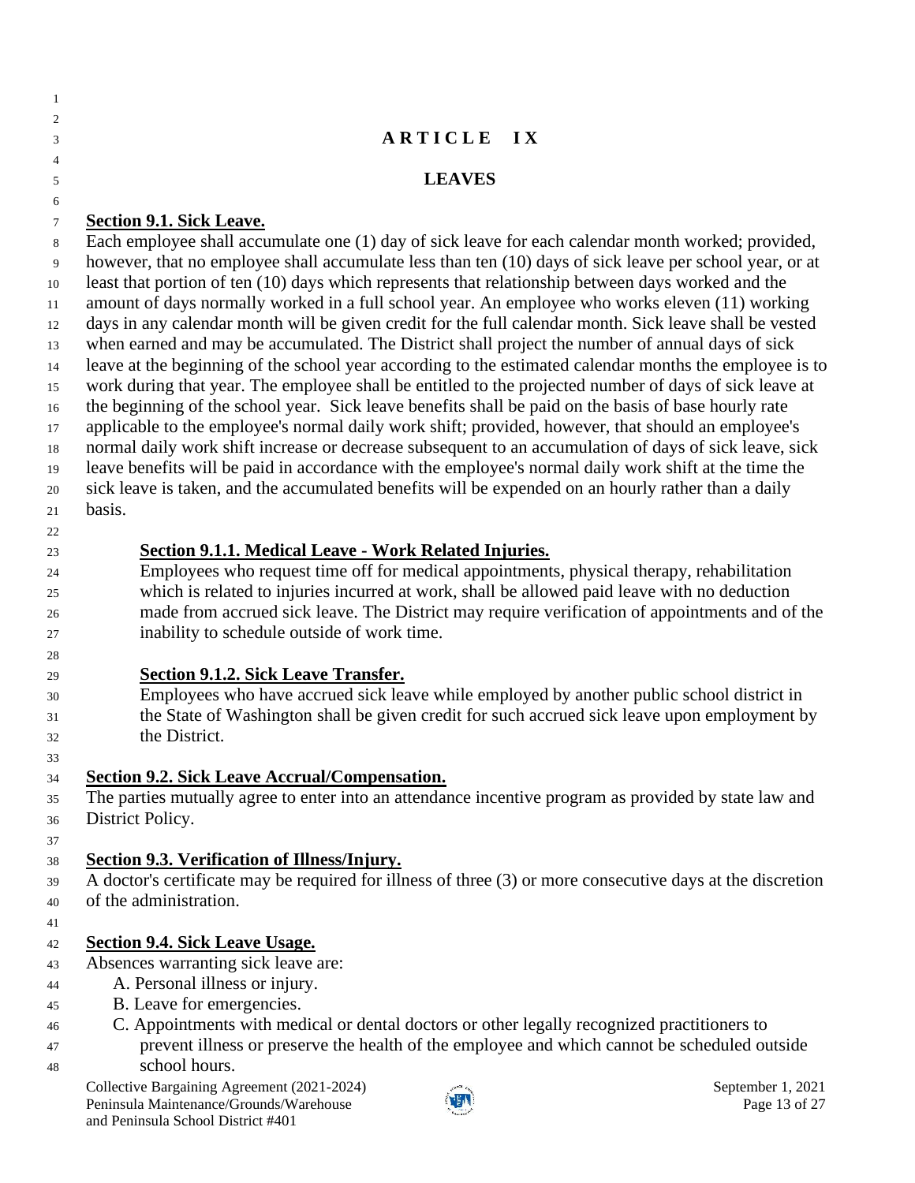# ARTICLE IX

## LEAVES

**Section 9.1. Sick Leave.**

Each employee shall accumulate one (1) day of sick leave for each calendar month worked; provided, however, that no employee shall accumulate less than ten (10) days of sick leave per school year, or at least that portion of ten (10) days which represents that relationship between days worked and the amount of days normally worked in a full school year. An employee who works eleven (11) working days in any calendar month will be given credit for the full calendar month. Sick leave shall be vested when earned and may be accumulated. The District shall project the number of annual days of sick leave at the beginning of the school year according to the estimated calendar months the employee is to work during that year. The employee shall be entitled to the projected number of days of sick leave at the beginning of the school year. Sick leave benefits shall be paid on the basis of base hourly rate applicable to the employee's normal daily work shift; provided, however, that should an employee's normal daily work shift increase or decrease subsequent to an accumulation of days of sick leave, sick leave benefits will be paid in accordance with the employee's normal daily work shift at the time the sick leave is taken, and the accumulated benefits will be expended on an hourly rather than a daily basis.

**Section 9.1.1. Medical Leave - Work Related Injuries.**

Employees who request time off for medical appointments, physical therapy, rehabilitation which is related to injuries incurred at work, shall be allowed paid leave with no deduction made from accrued sick leave. The District may require verification of appointments and of the inability to schedule outside of work time.

**Section 9.1.2. Sick Leave Transfer.**

Employees who have accrued sick leave while employed by another public school district in the State of Washington shall be given credit for such accrued sick leave upon employment by the District.

**Section 9.2. Sick Leave Accrual/Compensation.**

The parties mutually agree to enter into an attendance incentive program as provided by state law and District Policy.

**Section 9.3. Verification of Illness/Injury.**

A doctor's certificate may be required for illness of three (3) or more consecutive days at the discretion of the administration.

**Section 9.4. Sick Leave Usage.**

Absences warranting sick leave are:

A. Personal illness or injury.
B. Leave for emergencies.
C. Appointments with medical or dental doctors or other legally recognized practitioners to prevent illness or preserve the health of the employee and which cannot be scheduled outside school hours.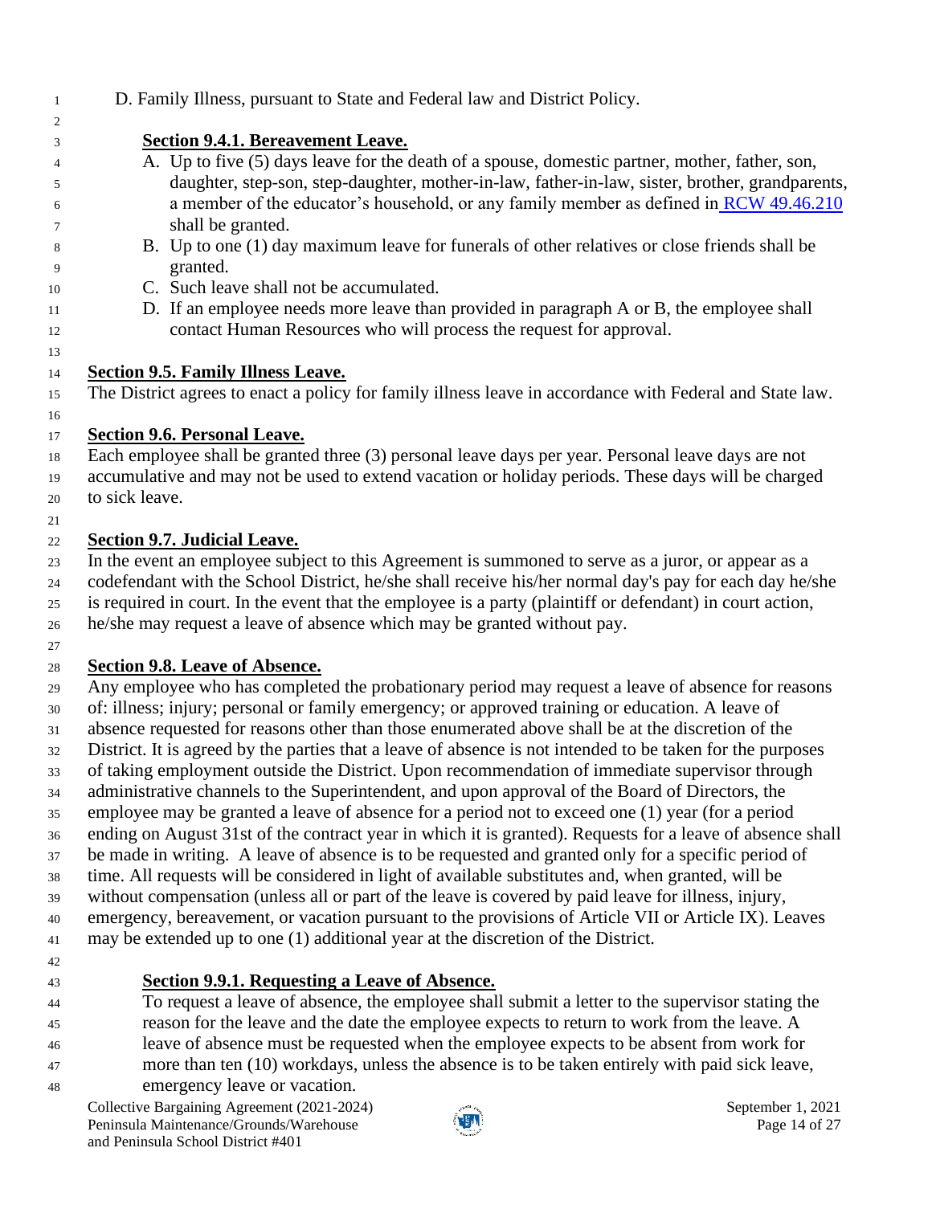D. Family Illness, pursuant to State and Federal law and District Policy.

**Section 9.4.1. Bereavement Leave.**

A. Up to five (5) days leave for the death of a spouse, domestic partner, mother, father, son, daughter, step-son, step-daughter, mother-in-law, father-in-law, sister, brother, grandparents, a member of the educator's household, or any family member as defined in RCW 49.46.210 shall be granted.
B. Up to one (1) day maximum leave for funerals of other relatives or close friends shall be granted.
C. Such leave shall not be accumulated.
D. If an employee needs more leave than provided in paragraph A or B, the employee shall contact Human Resources who will process the request for approval.

**Section 9.5. Family Illness Leave.**

The District agrees to enact a policy for family illness leave in accordance with Federal and State law.

**Section 9.6. Personal Leave.**

Each employee shall be granted three (3) personal leave days per year. Personal leave days are not accumulative and may not be used to extend vacation or holiday periods. These days will be charged to sick leave.

**Section 9.7. Judicial Leave.**

In the event an employee subject to this Agreement is summoned to serve as a juror, or appear as a codefendant with the School District, he/she shall receive his/her normal day's pay for each day he/she is required in court. In the event that the employee is a party (plaintiff or defendant) in court action, he/she may request a leave of absence which may be granted without pay.

**Section 9.8. Leave of Absence.**

Any employee who has completed the probationary period may request a leave of absence for reasons of: illness; injury; personal or family emergency; or approved training or education. A leave of absence requested for reasons other than those enumerated above shall be at the discretion of the District. It is agreed by the parties that a leave of absence is not intended to be taken for the purposes of taking employment outside the District. Upon recommendation of immediate supervisor through administrative channels to the Superintendent, and upon approval of the Board of Directors, the employee may be granted a leave of absence for a period not to exceed one (1) year (for a period ending on August 31st of the contract year in which it is granted). Requests for a leave of absence shall be made in writing. A leave of absence is to be requested and granted only for a specific period of time. All requests will be considered in light of available substitutes and, when granted, will be without compensation (unless all or part of the leave is covered by paid leave for illness, injury, emergency, bereavement, or vacation pursuant to the provisions of Article VII or Article IX). Leaves may be extended up to one (1) additional year at the discretion of the District.

**Section 9.9.1. Requesting a Leave of Absence.**

To request a leave of absence, the employee shall submit a letter to the supervisor stating the reason for the leave and the date the employee expects to return to work from the leave. A leave of absence must be requested when the employee expects to be absent from work for more than ten (10) workdays, unless the absence is to be taken entirely with paid sick leave, emergency leave or vacation.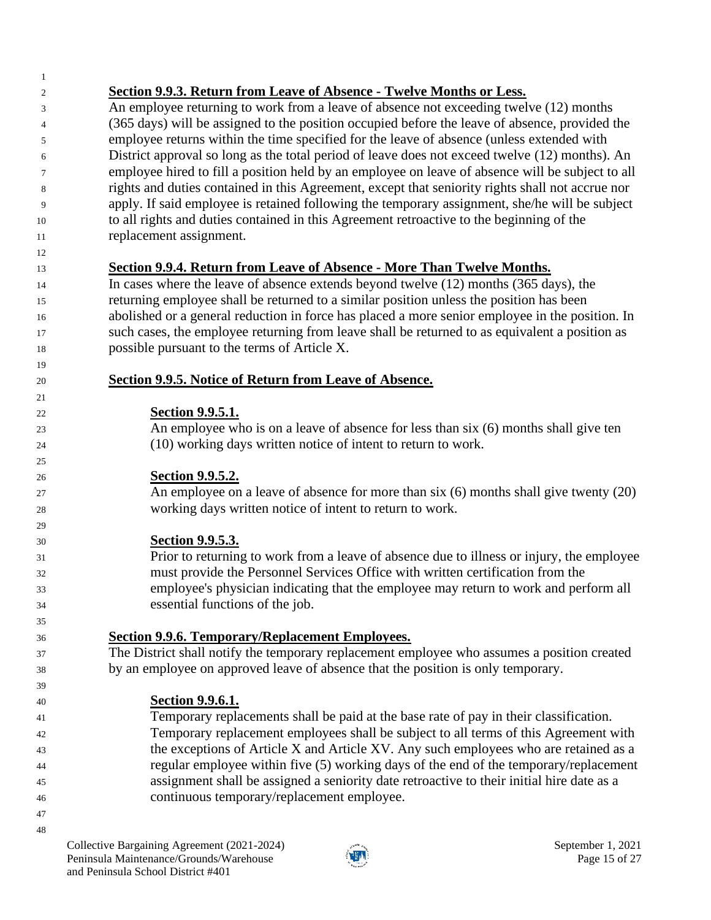### Section 9.9.3. Return from Leave of Absence - Twelve Months or Less.

An employee returning to work from a leave of absence not exceeding twelve (12) months (365 days) will be assigned to the position occupied before the leave of absence, provided the employee returns within the time specified for the leave of absence (unless extended with District approval so long as the total period of leave does not exceed twelve (12) months). An employee hired to fill a position held by an employee on leave of absence will be subject to all rights and duties contained in this Agreement, except that seniority rights shall not accrue nor apply. If said employee is retained following the temporary assignment, she/he will be subject to all rights and duties contained in this Agreement retroactive to the beginning of the replacement assignment.

### Section 9.9.4. Return from Leave of Absence - More Than Twelve Months.

In cases where the leave of absence extends beyond twelve (12) months (365 days), the returning employee shall be returned to a similar position unless the position has been abolished or a general reduction in force has placed a more senior employee in the position. In such cases, the employee returning from leave shall be returned to as equivalent a position as possible pursuant to the terms of Article X.

### Section 9.9.5. Notice of Return from Leave of Absence.

#### Section 9.9.5.1.

An employee who is on a leave of absence for less than six (6) months shall give ten (10) working days written notice of intent to return to work.

#### Section 9.9.5.2.

An employee on a leave of absence for more than six (6) months shall give twenty (20) working days written notice of intent to return to work.

#### Section 9.9.5.3.

Prior to returning to work from a leave of absence due to illness or injury, the employee must provide the Personnel Services Office with written certification from the employee's physician indicating that the employee may return to work and perform all essential functions of the job.

### Section 9.9.6. Temporary/Replacement Employees.

The District shall notify the temporary replacement employee who assumes a position created by an employee on approved leave of absence that the position is only temporary.

#### Section 9.9.6.1.

Temporary replacements shall be paid at the base rate of pay in their classification. Temporary replacement employees shall be subject to all terms of this Agreement with the exceptions of Article X and Article XV. Any such employees who are retained as a regular employee within five (5) working days of the end of the temporary/replacement assignment shall be assigned a seniority date retroactive to their initial hire date as a continuous temporary/replacement employee.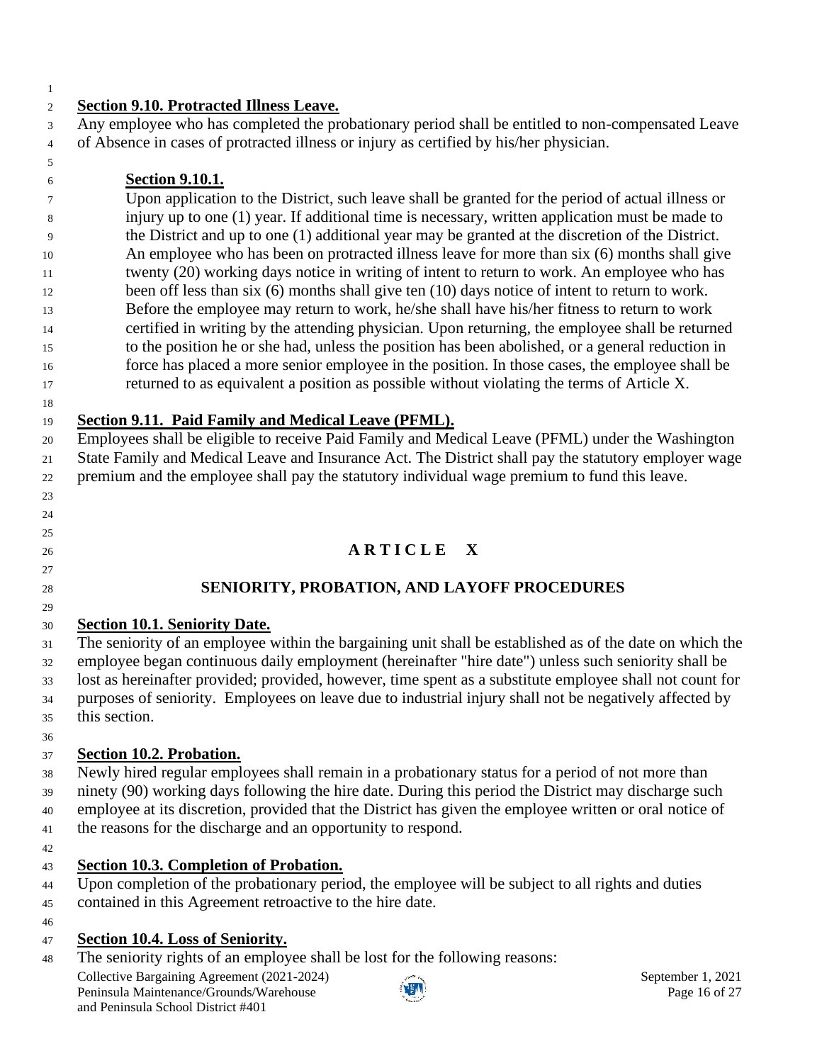**Section 9.10. Protracted Illness Leave.**

Any employee who has completed the probationary period shall be entitled to non-compensated Leave of Absence in cases of protracted illness or injury as certified by his/her physician.

**Section 9.10.1.**

Upon application to the District, such leave shall be granted for the period of actual illness or injury up to one (1) year. If additional time is necessary, written application must be made to the District and up to one (1) additional year may be granted at the discretion of the District. An employee who has been on protracted illness leave for more than six (6) months shall give twenty (20) working days notice in writing of intent to return to work. An employee who has been off less than six (6) months shall give ten (10) days notice of intent to return to work. Before the employee may return to work, he/she shall have his/her fitness to return to work certified in writing by the attending physician. Upon returning, the employee shall be returned to the position he or she had, unless the position has been abolished, or a general reduction in force has placed a more senior employee in the position. In those cases, the employee shall be returned to as equivalent a position as possible without violating the terms of Article X.

**Section 9.11. Paid Family and Medical Leave (PFML).**

Employees shall be eligible to receive Paid Family and Medical Leave (PFML) under the Washington State Family and Medical Leave and Insurance Act. The District shall pay the statutory employer wage premium and the employee shall pay the statutory individual wage premium to fund this leave.

# ARTICLE X

## SENIORITY, PROBATION, AND LAYOFF PROCEDURES

**Section 10.1. Seniority Date.**

The seniority of an employee within the bargaining unit shall be established as of the date on which the employee began continuous daily employment (hereinafter "hire date") unless such seniority shall be lost as hereinafter provided; provided, however, time spent as a substitute employee shall not count for purposes of seniority. Employees on leave due to industrial injury shall not be negatively affected by this section.

**Section 10.2. Probation.**

Newly hired regular employees shall remain in a probationary status for a period of not more than ninety (90) working days following the hire date. During this period the District may discharge such employee at its discretion, provided that the District has given the employee written or oral notice of the reasons for the discharge and an opportunity to respond.

**Section 10.3. Completion of Probation.**

Upon completion of the probationary period, the employee will be subject to all rights and duties contained in this Agreement retroactive to the hire date.

**Section 10.4. Loss of Seniority.**

The seniority rights of an employee shall be lost for the following reasons: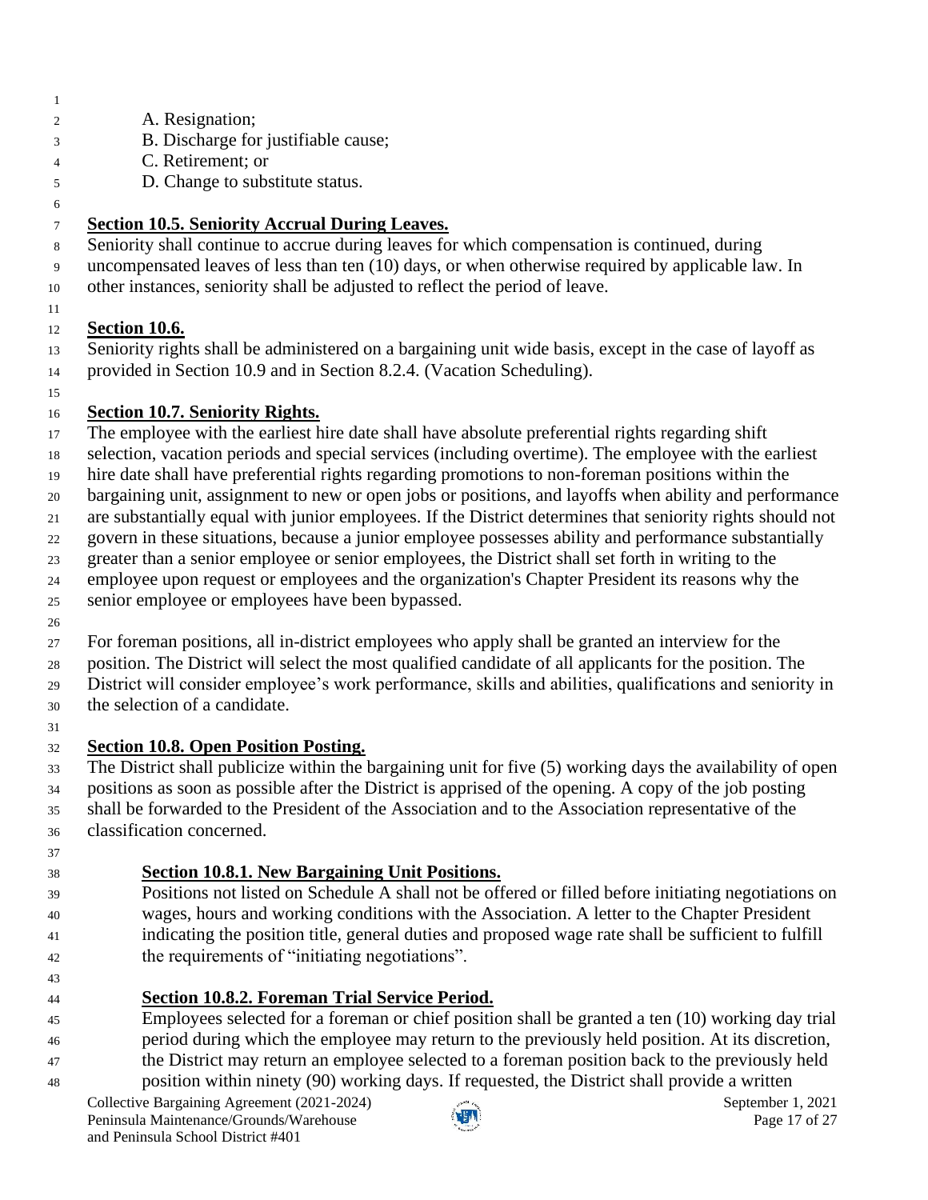A. Resignation;
B. Discharge for justifiable cause;
C. Retirement; or
D. Change to substitute status.

**Section 10.5. Seniority Accrual During Leaves.**

Seniority shall continue to accrue during leaves for which compensation is continued, during uncompensated leaves of less than ten (10) days, or when otherwise required by applicable law. In other instances, seniority shall be adjusted to reflect the period of leave.

**Section 10.6.**

Seniority rights shall be administered on a bargaining unit wide basis, except in the case of layoff as provided in Section 10.9 and in Section 8.2.4. (Vacation Scheduling).

**Section 10.7. Seniority Rights.**

The employee with the earliest hire date shall have absolute preferential rights regarding shift selection, vacation periods and special services (including overtime). The employee with the earliest hire date shall have preferential rights regarding promotions to non-foreman positions within the bargaining unit, assignment to new or open jobs or positions, and layoffs when ability and performance are substantially equal with junior employees. If the District determines that seniority rights should not govern in these situations, because a junior employee possesses ability and performance substantially greater than a senior employee or senior employees, the District shall set forth in writing to the employee upon request or employees and the organization's Chapter President its reasons why the senior employee or employees have been bypassed.

For foreman positions, all in-district employees who apply shall be granted an interview for the position. The District will select the most qualified candidate of all applicants for the position. The District will consider employee's work performance, skills and abilities, qualifications and seniority in the selection of a candidate.

**Section 10.8. Open Position Posting.**

The District shall publicize within the bargaining unit for five (5) working days the availability of open positions as soon as possible after the District is apprised of the opening. A copy of the job posting shall be forwarded to the President of the Association and to the Association representative of the classification concerned.

**Section 10.8.1. New Bargaining Unit Positions.**

Positions not listed on Schedule A shall not be offered or filled before initiating negotiations on wages, hours and working conditions with the Association. A letter to the Chapter President indicating the position title, general duties and proposed wage rate shall be sufficient to fulfill the requirements of "initiating negotiations".

**Section 10.8.2. Foreman Trial Service Period.**

Employees selected for a foreman or chief position shall be granted a ten (10) working day trial period during which the employee may return to the previously held position. At its discretion, the District may return an employee selected to a foreman position back to the previously held position within ninety (90) working days. If requested, the District shall provide a written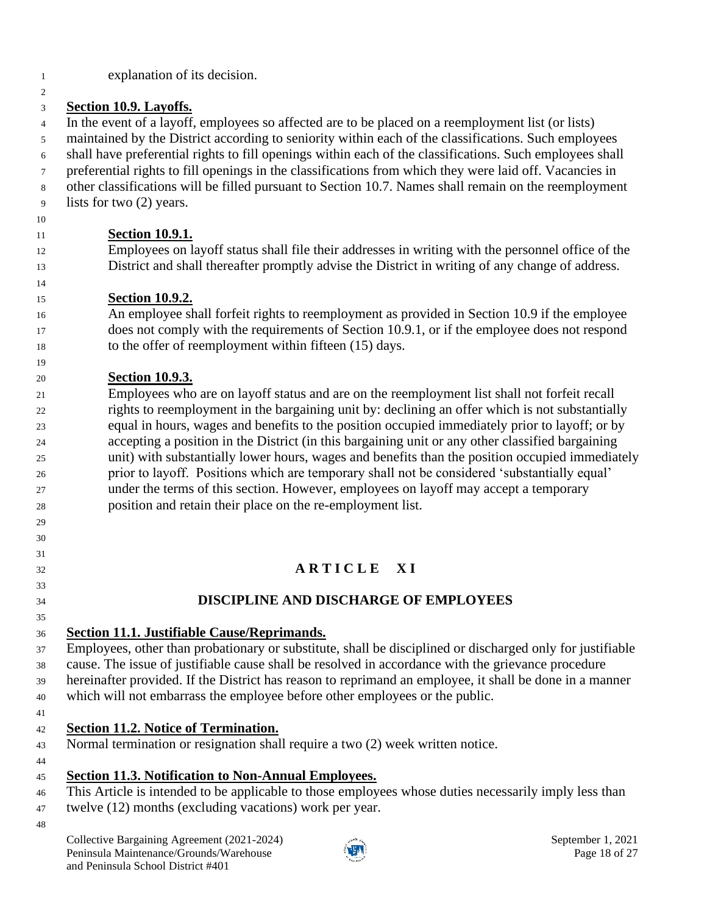explanation of its decision.

**Section 10.9. Layoffs.**

In the event of a layoff, employees so affected are to be placed on a reemployment list (or lists) maintained by the District according to seniority within each of the classifications. Such employees shall have preferential rights to fill openings within each of the classifications. Such employees shall preferential rights to fill openings in the classifications from which they were laid off. Vacancies in other classifications will be filled pursuant to Section 10.7. Names shall remain on the reemployment lists for two (2) years.

> **Section 10.9.1.**
>
> Employees on layoff status shall file their addresses in writing with the personnel office of the District and shall thereafter promptly advise the District in writing of any change of address.
>
> **Section 10.9.2.**
>
> An employee shall forfeit rights to reemployment as provided in Section 10.9 if the employee does not comply with the requirements of Section 10.9.1, or if the employee does not respond to the offer of reemployment within fifteen (15) days.
>
> **Section 10.9.3.**
>
> Employees who are on layoff status and are on the reemployment list shall not forfeit recall rights to reemployment in the bargaining unit by: declining an offer which is not substantially equal in hours, wages and benefits to the position occupied immediately prior to layoff; or by accepting a position in the District (in this bargaining unit or any other classified bargaining unit) with substantially lower hours, wages and benefits than the position occupied immediately prior to layoff. Positions which are temporary shall not be considered 'substantially equal' under the terms of this section. However, employees on layoff may accept a temporary position and retain their place on the re-employment list.

# ARTICLE XI

## DISCIPLINE AND DISCHARGE OF EMPLOYEES

**Section 11.1. Justifiable Cause/Reprimands.**

Employees, other than probationary or substitute, shall be disciplined or discharged only for justifiable cause. The issue of justifiable cause shall be resolved in accordance with the grievance procedure hereinafter provided. If the District has reason to reprimand an employee, it shall be done in a manner which will not embarrass the employee before other employees or the public.

**Section 11.2. Notice of Termination.**

Normal termination or resignation shall require a two (2) week written notice.

**Section 11.3. Notification to Non-Annual Employees.**

This Article is intended to be applicable to those employees whose duties necessarily imply less than twelve (12) months (excluding vacations) work per year.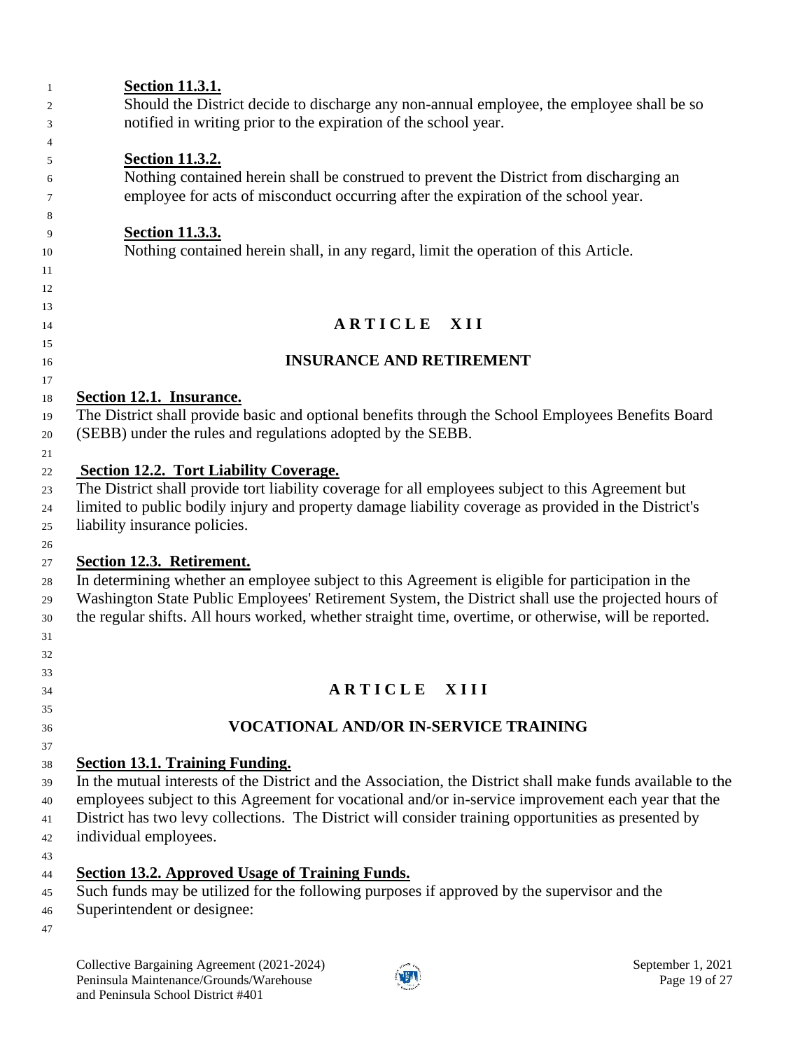**Section 11.3.1.**
Should the District decide to discharge any non-annual employee, the employee shall be so notified in writing prior to the expiration of the school year.

**Section 11.3.2.**
Nothing contained herein shall be construed to prevent the District from discharging an employee for acts of misconduct occurring after the expiration of the school year.

**Section 11.3.3.**
Nothing contained herein shall, in any regard, limit the operation of this Article.

## ARTICLE XII

## INSURANCE AND RETIREMENT

**Section 12.1. Insurance.**
The District shall provide basic and optional benefits through the School Employees Benefits Board (SEBB) under the rules and regulations adopted by the SEBB.

**Section 12.2. Tort Liability Coverage.**
The District shall provide tort liability coverage for all employees subject to this Agreement but limited to public bodily injury and property damage liability coverage as provided in the District's liability insurance policies.

**Section 12.3. Retirement.**
In determining whether an employee subject to this Agreement is eligible for participation in the Washington State Public Employees' Retirement System, the District shall use the projected hours of the regular shifts. All hours worked, whether straight time, overtime, or otherwise, will be reported.

## ARTICLE XIII

## VOCATIONAL AND/OR IN-SERVICE TRAINING

**Section 13.1. Training Funding.**
In the mutual interests of the District and the Association, the District shall make funds available to the employees subject to this Agreement for vocational and/or in-service improvement each year that the District has two levy collections. The District will consider training opportunities as presented by individual employees.

**Section 13.2. Approved Usage of Training Funds.**
Such funds may be utilized for the following purposes if approved by the supervisor and the Superintendent or designee: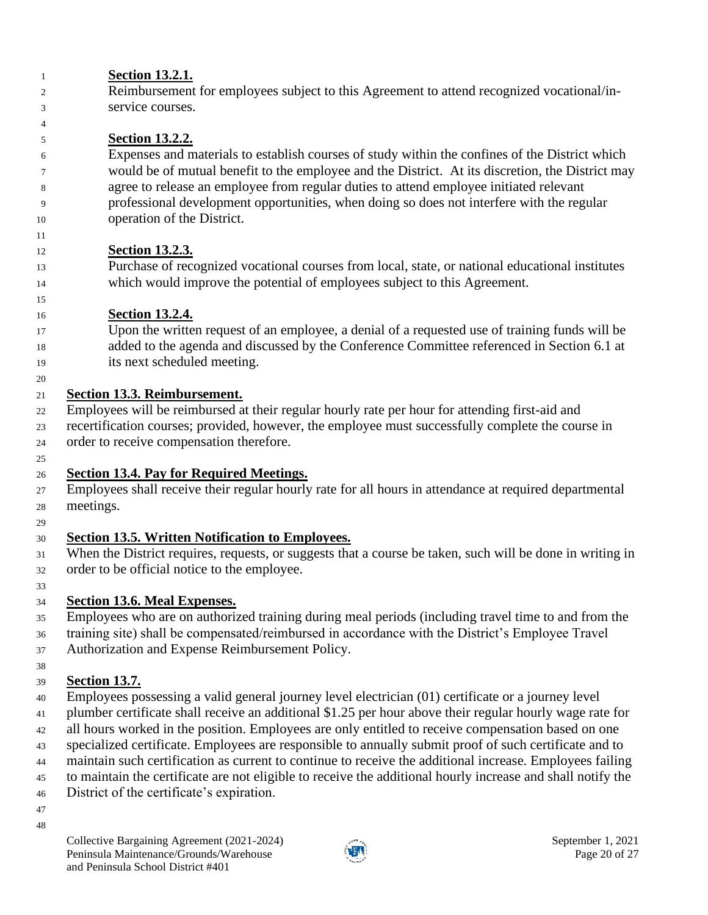**Section 13.2.1.**
Reimbursement for employees subject to this Agreement to attend recognized vocational/in-service courses.

**Section 13.2.2.**
Expenses and materials to establish courses of study within the confines of the District which would be of mutual benefit to the employee and the District. At its discretion, the District may agree to release an employee from regular duties to attend employee initiated relevant professional development opportunities, when doing so does not interfere with the regular operation of the District.

**Section 13.2.3.**
Purchase of recognized vocational courses from local, state, or national educational institutes which would improve the potential of employees subject to this Agreement.

**Section 13.2.4.**
Upon the written request of an employee, a denial of a requested use of training funds will be added to the agenda and discussed by the Conference Committee referenced in Section 6.1 at its next scheduled meeting.

**Section 13.3. Reimbursement.**
Employees will be reimbursed at their regular hourly rate per hour for attending first-aid and recertification courses; provided, however, the employee must successfully complete the course in order to receive compensation therefore.

**Section 13.4. Pay for Required Meetings.**
Employees shall receive their regular hourly rate for all hours in attendance at required departmental meetings.

**Section 13.5. Written Notification to Employees.**
When the District requires, requests, or suggests that a course be taken, such will be done in writing in order to be official notice to the employee.

**Section 13.6. Meal Expenses.**
Employees who are on authorized training during meal periods (including travel time to and from the training site) shall be compensated/reimbursed in accordance with the District's Employee Travel Authorization and Expense Reimbursement Policy.

**Section 13.7.**
Employees possessing a valid general journey level electrician (01) certificate or a journey level plumber certificate shall receive an additional $1.25 per hour above their regular hourly wage rate for all hours worked in the position. Employees are only entitled to receive compensation based on one specialized certificate. Employees are responsible to annually submit proof of such certificate and to maintain such certification as current to continue to receive the additional increase. Employees failing to maintain the certificate are not eligible to receive the additional hourly increase and shall notify the District of the certificate's expiration.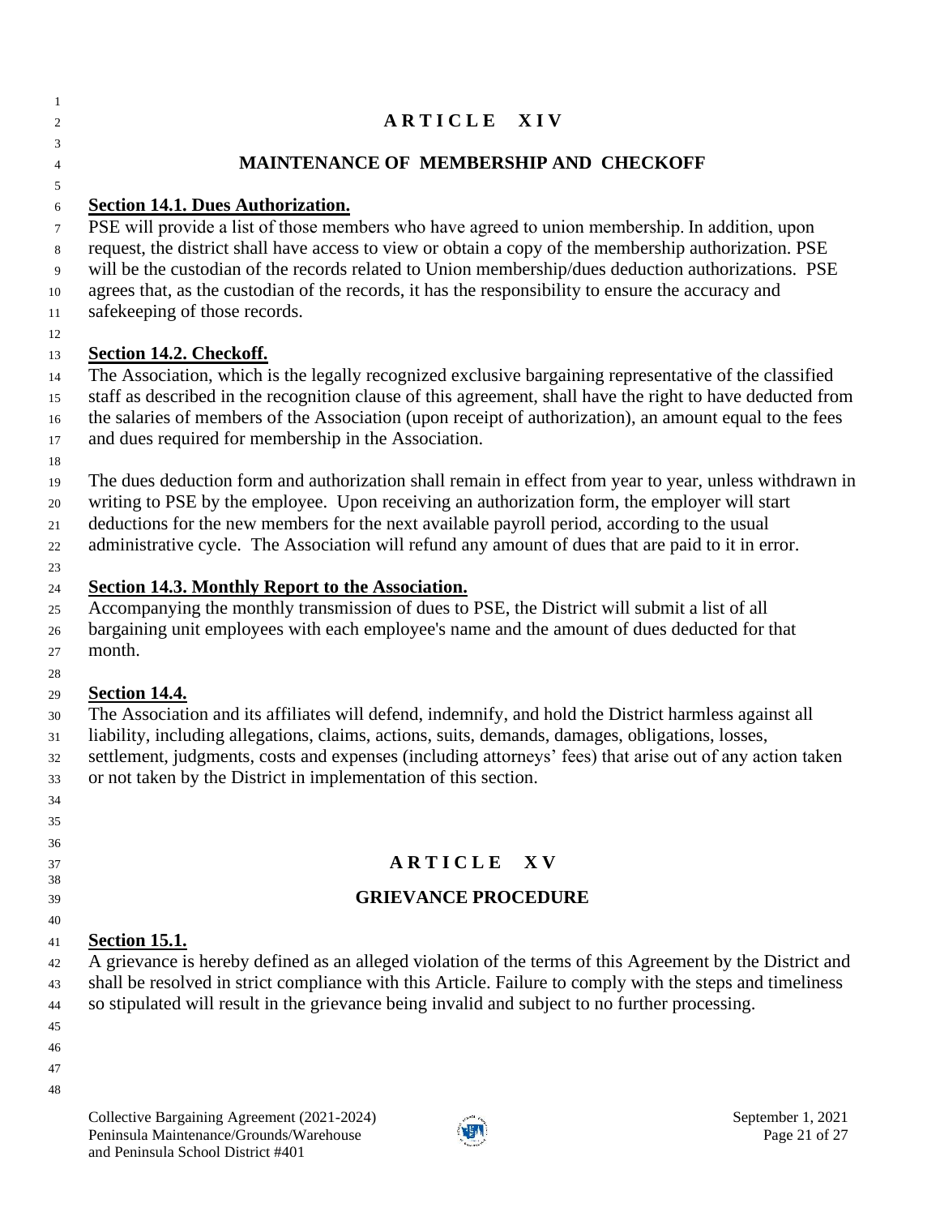# ARTICLE XIV

## MAINTENANCE OF MEMBERSHIP AND CHECKOFF

**Section 14.1. Dues Authorization.**

PSE will provide a list of those members who have agreed to union membership. In addition, upon request, the district shall have access to view or obtain a copy of the membership authorization. PSE will be the custodian of the records related to Union membership/dues deduction authorizations. PSE agrees that, as the custodian of the records, it has the responsibility to ensure the accuracy and safekeeping of those records.

**Section 14.2. Checkoff.**

The Association, which is the legally recognized exclusive bargaining representative of the classified staff as described in the recognition clause of this agreement, shall have the right to have deducted from the salaries of members of the Association (upon receipt of authorization), an amount equal to the fees and dues required for membership in the Association.

The dues deduction form and authorization shall remain in effect from year to year, unless withdrawn in writing to PSE by the employee. Upon receiving an authorization form, the employer will start deductions for the new members for the next available payroll period, according to the usual administrative cycle. The Association will refund any amount of dues that are paid to it in error.

**Section 14.3. Monthly Report to the Association.**

Accompanying the monthly transmission of dues to PSE, the District will submit a list of all bargaining unit employees with each employee's name and the amount of dues deducted for that month.

**Section 14.4.**

The Association and its affiliates will defend, indemnify, and hold the District harmless against all liability, including allegations, claims, actions, suits, demands, damages, obligations, losses, settlement, judgments, costs and expenses (including attorneys' fees) that arise out of any action taken or not taken by the District in implementation of this section.

# ARTICLE XV

## GRIEVANCE PROCEDURE

**Section 15.1.**

A grievance is hereby defined as an alleged violation of the terms of this Agreement by the District and shall be resolved in strict compliance with this Article. Failure to comply with the steps and timeliness so stipulated will result in the grievance being invalid and subject to no further processing.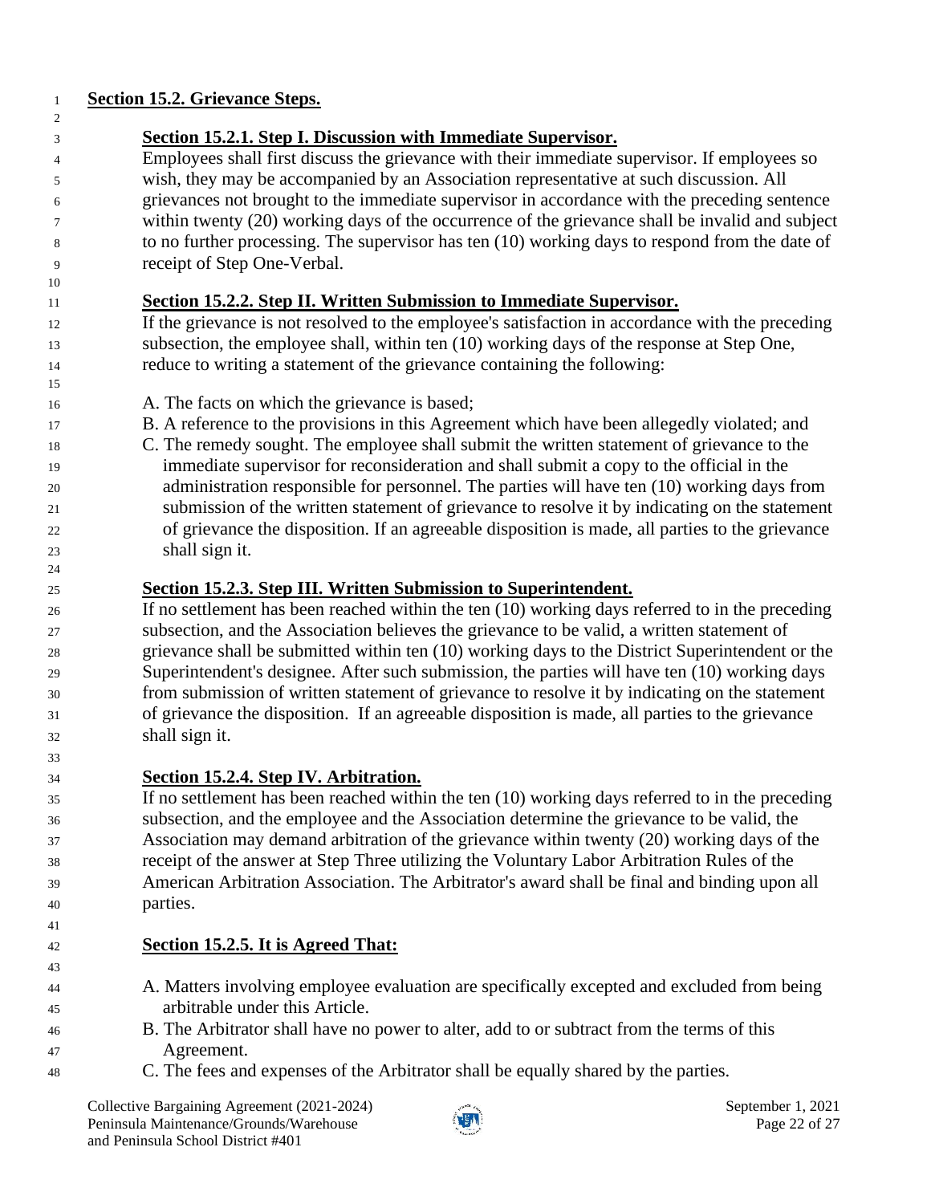## Section 15.2. Grievance Steps.

### Section 15.2.1. Step I. Discussion with Immediate Supervisor.

Employees shall first discuss the grievance with their immediate supervisor. If employees so wish, they may be accompanied by an Association representative at such discussion. All grievances not brought to the immediate supervisor in accordance with the preceding sentence within twenty (20) working days of the occurrence of the grievance shall be invalid and subject to no further processing. The supervisor has ten (10) working days to respond from the date of receipt of Step One-Verbal.

### Section 15.2.2. Step II. Written Submission to Immediate Supervisor.

If the grievance is not resolved to the employee's satisfaction in accordance with the preceding subsection, the employee shall, within ten (10) working days of the response at Step One, reduce to writing a statement of the grievance containing the following:

A. The facts on which the grievance is based;
B. A reference to the provisions in this Agreement which have been allegedly violated; and
C. The remedy sought. The employee shall submit the written statement of grievance to the immediate supervisor for reconsideration and shall submit a copy to the official in the administration responsible for personnel. The parties will have ten (10) working days from submission of the written statement of grievance to resolve it by indicating on the statement of grievance the disposition. If an agreeable disposition is made, all parties to the grievance shall sign it.

### Section 15.2.3. Step III. Written Submission to Superintendent.

If no settlement has been reached within the ten (10) working days referred to in the preceding subsection, and the Association believes the grievance to be valid, a written statement of grievance shall be submitted within ten (10) working days to the District Superintendent or the Superintendent's designee. After such submission, the parties will have ten (10) working days from submission of written statement of grievance to resolve it by indicating on the statement of grievance the disposition. If an agreeable disposition is made, all parties to the grievance shall sign it.

### Section 15.2.4. Step IV. Arbitration.

If no settlement has been reached within the ten (10) working days referred to in the preceding subsection, and the employee and the Association determine the grievance to be valid, the Association may demand arbitration of the grievance within twenty (20) working days of the receipt of the answer at Step Three utilizing the Voluntary Labor Arbitration Rules of the American Arbitration Association. The Arbitrator's award shall be final and binding upon all parties.

### Section 15.2.5. It is Agreed That:

A. Matters involving employee evaluation are specifically excepted and excluded from being arbitrable under this Article.
B. The Arbitrator shall have no power to alter, add to or subtract from the terms of this Agreement.
C. The fees and expenses of the Arbitrator shall be equally shared by the parties.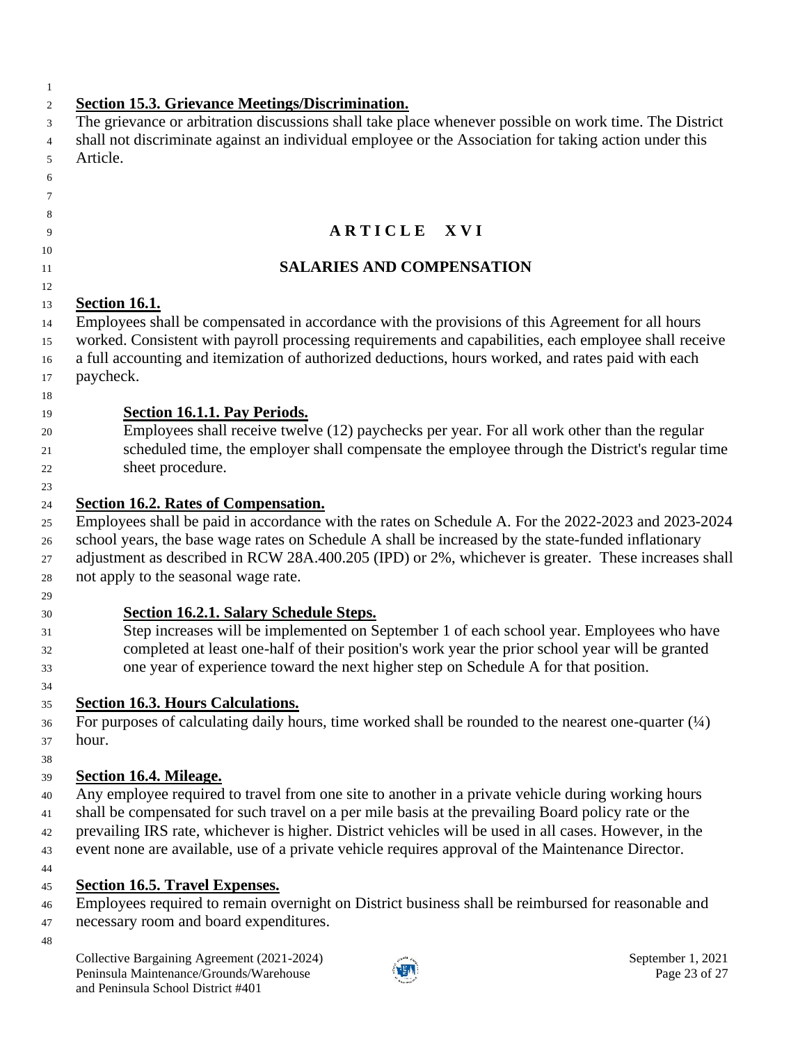**Section 15.3. Grievance Meetings/Discrimination.**

The grievance or arbitration discussions shall take place whenever possible on work time. The District shall not discriminate against an individual employee or the Association for taking action under this Article.

## ARTICLE XVI

## SALARIES AND COMPENSATION

**Section 16.1.**

Employees shall be compensated in accordance with the provisions of this Agreement for all hours worked. Consistent with payroll processing requirements and capabilities, each employee shall receive a full accounting and itemization of authorized deductions, hours worked, and rates paid with each paycheck.

**Section 16.1.1. Pay Periods.**

Employees shall receive twelve (12) paychecks per year. For all work other than the regular scheduled time, the employer shall compensate the employee through the District's regular time sheet procedure.

**Section 16.2. Rates of Compensation.**

Employees shall be paid in accordance with the rates on Schedule A. For the 2022-2023 and 2023-2024 school years, the base wage rates on Schedule A shall be increased by the state-funded inflationary adjustment as described in RCW 28A.400.205 (IPD) or 2%, whichever is greater. These increases shall not apply to the seasonal wage rate.

**Section 16.2.1. Salary Schedule Steps.**

Step increases will be implemented on September 1 of each school year. Employees who have completed at least one-half of their position's work year the prior school year will be granted one year of experience toward the next higher step on Schedule A for that position.

**Section 16.3. Hours Calculations.**

For purposes of calculating daily hours, time worked shall be rounded to the nearest one-quarter (¼) hour.

**Section 16.4. Mileage.**

Any employee required to travel from one site to another in a private vehicle during working hours shall be compensated for such travel on a per mile basis at the prevailing Board policy rate or the prevailing IRS rate, whichever is higher. District vehicles will be used in all cases. However, in the event none are available, use of a private vehicle requires approval of the Maintenance Director.

**Section 16.5. Travel Expenses.**

Employees required to remain overnight on District business shall be reimbursed for reasonable and necessary room and board expenditures.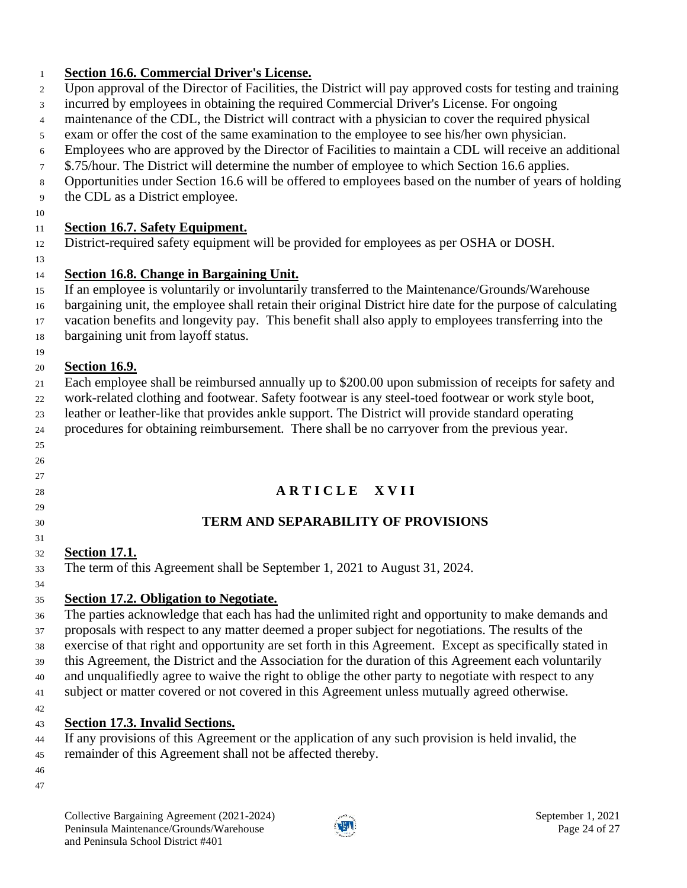**Section 16.6. Commercial Driver's License.**

Upon approval of the Director of Facilities, the District will pay approved costs for testing and training incurred by employees in obtaining the required Commercial Driver's License. For ongoing maintenance of the CDL, the District will contract with a physician to cover the required physical exam or offer the cost of the same examination to the employee to see his/her own physician. Employees who are approved by the Director of Facilities to maintain a CDL will receive an additional $.75/hour. The District will determine the number of employee to which Section 16.6 applies. Opportunities under Section 16.6 will be offered to employees based on the number of years of holding the CDL as a District employee.

**Section 16.7. Safety Equipment.**

District-required safety equipment will be provided for employees as per OSHA or DOSH.

**Section 16.8. Change in Bargaining Unit.**

If an employee is voluntarily or involuntarily transferred to the Maintenance/Grounds/Warehouse bargaining unit, the employee shall retain their original District hire date for the purpose of calculating vacation benefits and longevity pay. This benefit shall also apply to employees transferring into the bargaining unit from layoff status.

**Section 16.9.**

Each employee shall be reimbursed annually up to $200.00 upon submission of receipts for safety and work-related clothing and footwear. Safety footwear is any steel-toed footwear or work style boot, leather or leather-like that provides ankle support. The District will provide standard operating procedures for obtaining reimbursement. There shall be no carryover from the previous year.

# ARTICLE XVII

## TERM AND SEPARABILITY OF PROVISIONS

**Section 17.1.**

The term of this Agreement shall be September 1, 2021 to August 31, 2024.

**Section 17.2. Obligation to Negotiate.**

The parties acknowledge that each has had the unlimited right and opportunity to make demands and proposals with respect to any matter deemed a proper subject for negotiations. The results of the exercise of that right and opportunity are set forth in this Agreement. Except as specifically stated in this Agreement, the District and the Association for the duration of this Agreement each voluntarily and unqualifiedly agree to waive the right to oblige the other party to negotiate with respect to any subject or matter covered or not covered in this Agreement unless mutually agreed otherwise.

**Section 17.3. Invalid Sections.**

If any provisions of this Agreement or the application of any such provision is held invalid, the remainder of this Agreement shall not be affected thereby.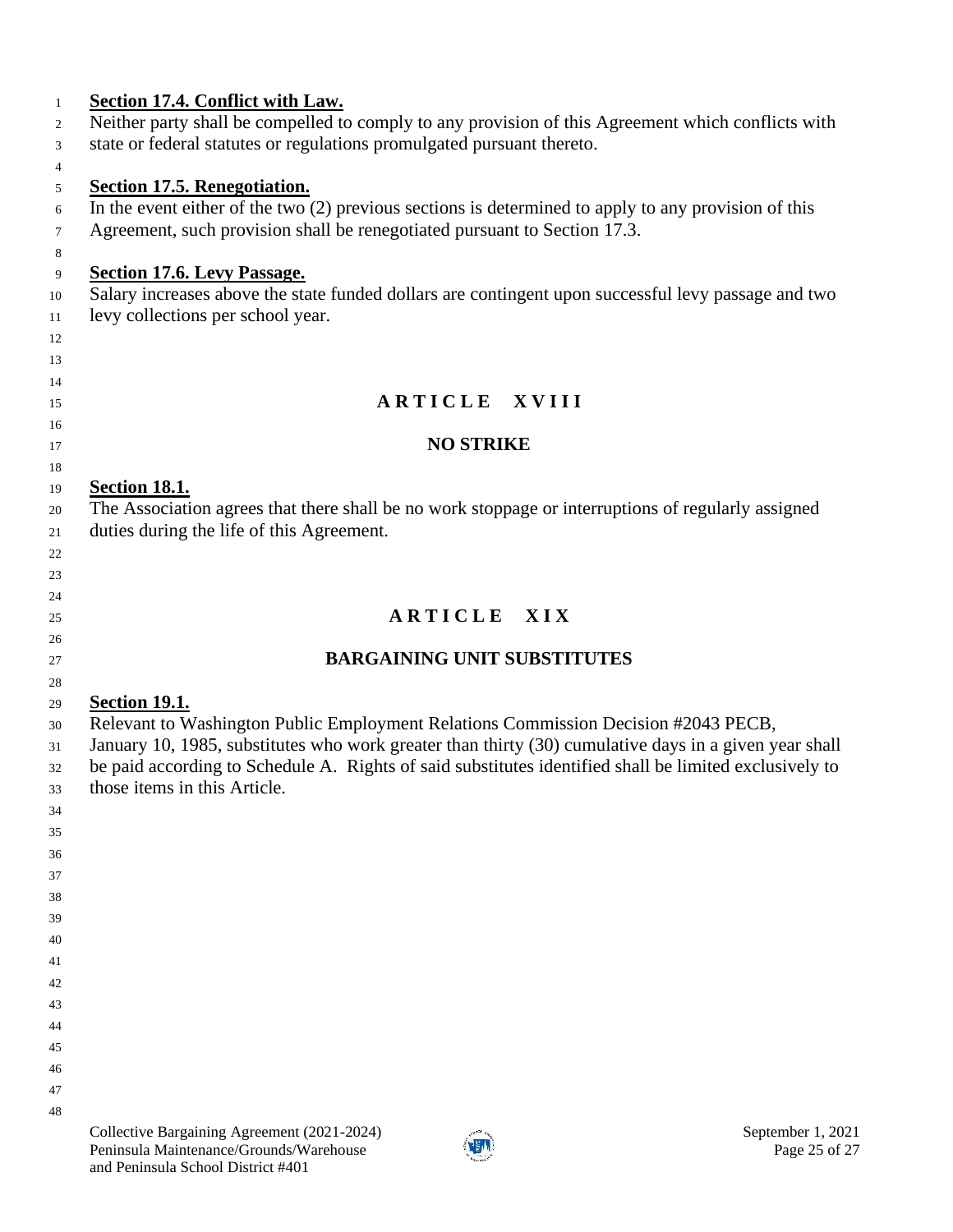**Section 17.4. Conflict with Law.**

Neither party shall be compelled to comply to any provision of this Agreement which conflicts with state or federal statutes or regulations promulgated pursuant thereto.

**Section 17.5. Renegotiation.**

In the event either of the two (2) previous sections is determined to apply to any provision of this Agreement, such provision shall be renegotiated pursuant to Section 17.3.

**Section 17.6. Levy Passage.**

Salary increases above the state funded dollars are contingent upon successful levy passage and two levy collections per school year.

## ARTICLE XVIII

## NO STRIKE

**Section 18.1.**

The Association agrees that there shall be no work stoppage or interruptions of regularly assigned duties during the life of this Agreement.

## ARTICLE XIX

## BARGAINING UNIT SUBSTITUTES

**Section 19.1.**

Relevant to Washington Public Employment Relations Commission Decision #2043 PECB, January 10, 1985, substitutes who work greater than thirty (30) cumulative days in a given year shall be paid according to Schedule A. Rights of said substitutes identified shall be limited exclusively to those items in this Article.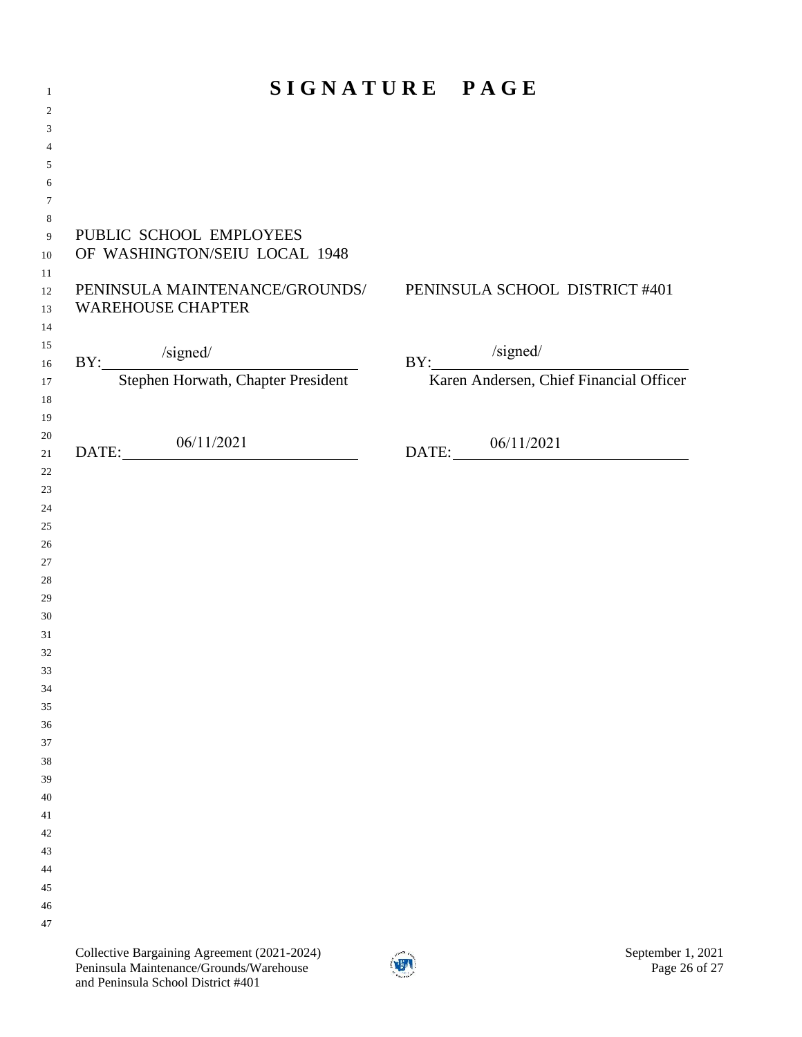# SIGNATURE PAGE

| PUBLIC SCHOOL EMPLOYEES OF WASHINGTON/SEIU LOCAL 1948 | |
|---|---|
| PENINSULA MAINTENANCE/GROUNDS/ WAREHOUSE CHAPTER | PENINSULA SCHOOL DISTRICT #401 |
| BY: /signed/ | BY: /signed/ |
| Stephen Horwath, Chapter President | Karen Andersen, Chief Financial Officer |
| DATE: 06/11/2021 | DATE: 06/11/2021 |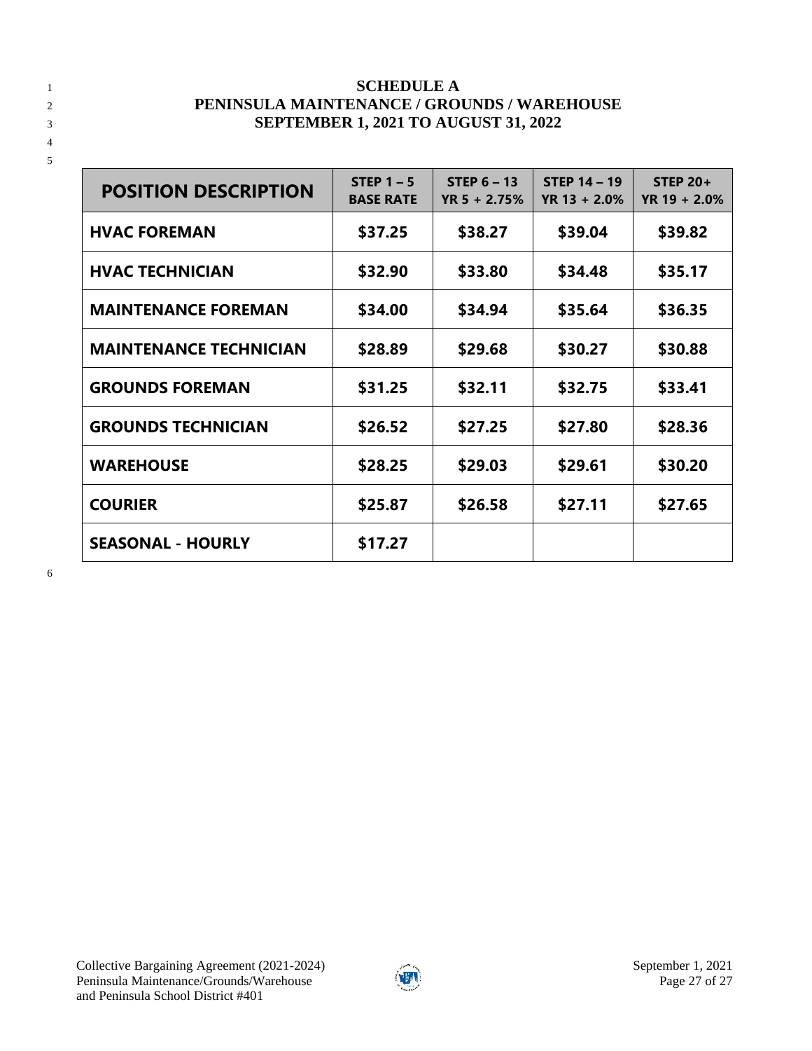# SCHEDULE A
# PENINSULA MAINTENANCE / GROUNDS / WAREHOUSE
# SEPTEMBER 1, 2021 TO AUGUST 31, 2022

| POSITION DESCRIPTION | STEP 1 – 5 BASE RATE | STEP 6 – 13 YR 5 + 2.75% | STEP 14 – 19 YR 13 + 2.0% | STEP 20+ YR 19 + 2.0% |
|---|---|---|---|---|
| HVAC FOREMAN | $37.25 | $38.27 | $39.04 | $39.82 |
| HVAC TECHNICIAN | $32.90 | $33.80 | $34.48 | $35.17 |
| MAINTENANCE FOREMAN | $34.00 | $34.94 | $35.64 | $36.35 |
| MAINTENANCE TECHNICIAN | $28.89 | $29.68 | $30.27 | $30.88 |
| GROUNDS FOREMAN | $31.25 | $32.11 | $32.75 | $33.41 |
| GROUNDS TECHNICIAN | $26.52 | $27.25 | $27.80 | $28.36 |
| WAREHOUSE | $28.25 | $29.03 | $29.61 | $30.20 |
| COURIER | $25.87 | $26.58 | $27.11 | $27.65 |
| SEASONAL - HOURLY | $17.27 | | | |